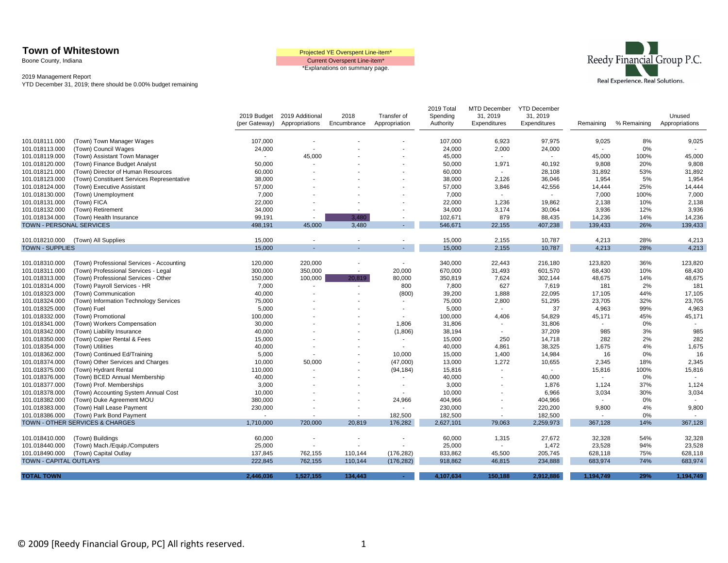# Town of Whitestown

Boone County, Indiana

2019 Management Report

YTD December 31, 2019; there should be 0.00% budget remaining

Projected YE Overspent Line-item*

Current Overspent Line-item*

*Explanations on summary page.

Reedy Financial Group P.C.

Real Experience. Real Solutions.

| Account | Description | 2019 Budget (per Gateway) | 2019 Additional Appropriations | 2018 Encumbrance | Transfer of Appropriation | 2019 Total Spending Authority | MTD December 31, 2019 Expenditures | YTD December 31, 2019 Expenditures | Remaining | % Remaining | Unused Appropriations |
|---|---|---|---|---|---|---|---|---|---|---|---|
| 101.018111.000 | (Town) Town Manager Wages | 107,000 | - | - | - | 107,000 | 6,923 | 97,975 | 9,025 | 8% | 9,025 |
| 101.018113.000 | (Town) Council Wages | 24,000 | - | - | - | 24,000 | 2,000 | 24,000 | - | 0% | - |
| 101.018119.000 | (Town) Assistant Town Manager | - | 45,000 | - | - | 45,000 | - | - | 45,000 | 100% | 45,000 |
| 101.018120.000 | (Town) Finance Budget Analyst | 50,000 | - | - | - | 50,000 | 1,971 | 40,192 | 9,808 | 20% | 9,808 |
| 101.018121.000 | (Town) Director of Human Resources | 60,000 | - | - | - | 60,000 | - | 28,108 | 31,892 | 53% | 31,892 |
| 101.018123.000 | (Town) Constituent Services Representative | 38,000 | - | - | - | 38,000 | 2,126 | 36,046 | 1,954 | 5% | 1,954 |
| 101.018124.000 | (Town) Executive Assistant | 57,000 | - | - | - | 57,000 | 3,846 | 42,556 | 14,444 | 25% | 14,444 |
| 101.018130.000 | (Town) Unemployment | 7,000 | - | - | - | 7,000 | - | - | 7,000 | 100% | 7,000 |
| 101.018131.000 | (Town) FICA | 22,000 | - | - | - | 22,000 | 1,236 | 19,862 | 2,138 | 10% | 2,138 |
| 101.018132.000 | (Town) Retirement | 34,000 | - | - | - | 34,000 | 3,174 | 30,064 | 3,936 | 12% | 3,936 |
| 101.018134.000 | (Town) Health Insurance | 99,191 | - | 3,480 | - | 102,671 | 879 | 88,435 | 14,236 | 14% | 14,236 |
| **TOWN - PERSONAL SERVICES** | | 498,191 | 45,000 | 3,480 | - | 546,671 | 22,155 | 407,238 | 139,433 | 26% | 139,433 |
| 101.018210.000 | (Town) All Supplies | 15,000 | - | - | - | 15,000 | 2,155 | 10,787 | 4,213 | 28% | 4,213 |
| **TOWN - SUPPLIES** | | 15,000 | - | - | - | 15,000 | 2,155 | 10,787 | 4,213 | 28% | 4,213 |
| 101.018310.000 | (Town) Professional Services - Accounting | 120,000 | 220,000 | - | - | 340,000 | 22,443 | 216,180 | 123,820 | 36% | 123,820 |
| 101.018311.000 | (Town) Professional Services - Legal | 300,000 | 350,000 | - | 20,000 | 670,000 | 31,493 | 601,570 | 68,430 | 10% | 68,430 |
| 101.018313.000 | (Town) Professional Services - Other | 150,000 | 100,000 | 20,819 | 80,000 | 350,819 | 7,624 | 302,144 | 48,675 | 14% | 48,675 |
| 101.018314.000 | (Town) Payroll Services - HR | 7,000 | - | - | 800 | 7,800 | 627 | 7,619 | 181 | 2% | 181 |
| 101.018323.000 | (Town) Communication | 40,000 | - | - | (800) | 39,200 | 1,888 | 22,095 | 17,105 | 44% | 17,105 |
| 101.018324.000 | (Town) Information Technology Services | 75,000 | - | - | - | 75,000 | 2,800 | 51,295 | 23,705 | 32% | 23,705 |
| 101.018325.000 | (Town) Fuel | 5,000 | - | - | - | 5,000 | - | 37 | 4,963 | 99% | 4,963 |
| 101.018332.000 | (Town) Promotional | 100,000 | - | - | - | 100,000 | 4,406 | 54,829 | 45,171 | 45% | 45,171 |
| 101.018341.000 | (Town) Workers Compensation | 30,000 | - | - | 1,806 | 31,806 | - | 31,806 | - | 0% | - |
| 101.018342.000 | (Town) Liability Insurance | 40,000 | - | - | (1,806) | 38,194 | - | 37,209 | 985 | 3% | 985 |
| 101.018350.000 | (Town) Copier Rental & Fees | 15,000 | - | - | - | 15,000 | 250 | 14,718 | 282 | 2% | 282 |
| 101.018354.000 | (Town) Utilities | 40,000 | - | - | - | 40,000 | 4,861 | 38,325 | 1,675 | 4% | 1,675 |
| 101.018362.000 | (Town) Continued Ed/Training | 5,000 | - | - | 10,000 | 15,000 | 1,400 | 14,984 | 16 | 0% | 16 |
| 101.018374.000 | (Town) Other Services and Charges | 10,000 | 50,000 | - | (47,000) | 13,000 | 1,272 | 10,655 | 2,345 | 18% | 2,345 |
| 101.018375.000 | (Town) Hydrant Rental | 110,000 | - | - | (94,184) | 15,816 | - | - | 15,816 | 100% | 15,816 |
| 101.018376.000 | (Town) BCED Annual Membership | 40,000 | - | - | - | 40,000 | - | 40,000 | - | 0% | - |
| 101.018377.000 | (Town) Prof. Memberships | 3,000 | - | - | - | 3,000 | - | 1,876 | 1,124 | 37% | 1,124 |
| 101.018378.000 | (Town) Accounting System Annual Cost | 10,000 | - | - | - | 10,000 | - | 6,966 | 3,034 | 30% | 3,034 |
| 101.018382.000 | (Town) Duke Agreement MOU | 380,000 | - | - | 24,966 | 404,966 | - | 404,966 | - | 0% | - |
| 101.018383.000 | (Town) Hall Lease Payment | 230,000 | - | - | - | 230,000 | - | 220,200 | 9,800 | 4% | 9,800 |
| 101.018386.000 | (Town) Park Bond Payment | - | - | - | 182,500 | 182,500 | - | 182,500 | - | 0% | - |
| **TOWN - OTHER SERVICES & CHARGES** | | 1,710,000 | 720,000 | 20,819 | 176,282 | 2,627,101 | 79,063 | 2,259,973 | 367,128 | 14% | 367,128 |
| 101.018410.000 | (Town) Buildings | 60,000 | - | - | - | 60,000 | 1,315 | 27,672 | 32,328 | 54% | 32,328 |
| 101.018440.000 | (Town) Mach./Equip./Computers | 25,000 | - | - | - | 25,000 | - | 1,472 | 23,528 | 94% | 23,528 |
| 101.018490.000 | (Town) Capital Outlay | 137,845 | 762,155 | 110,144 | (176,282) | 833,862 | 45,500 | 205,745 | 628,118 | 75% | 628,118 |
| **TOWN - CAPITAL OUTLAYS** | | 222,845 | 762,155 | 110,144 | (176,282) | 918,862 | 46,815 | 234,888 | 683,974 | 74% | 683,974 |
| **TOTAL TOWN** | | **2,446,036** | **1,527,155** | **134,443** | **-** | **4,107,634** | **150,188** | **2,912,886** | **1,194,749** | **29%** | **1,194,749** |

© 2009 [Reedy Financial Group, PC] All rights reserved.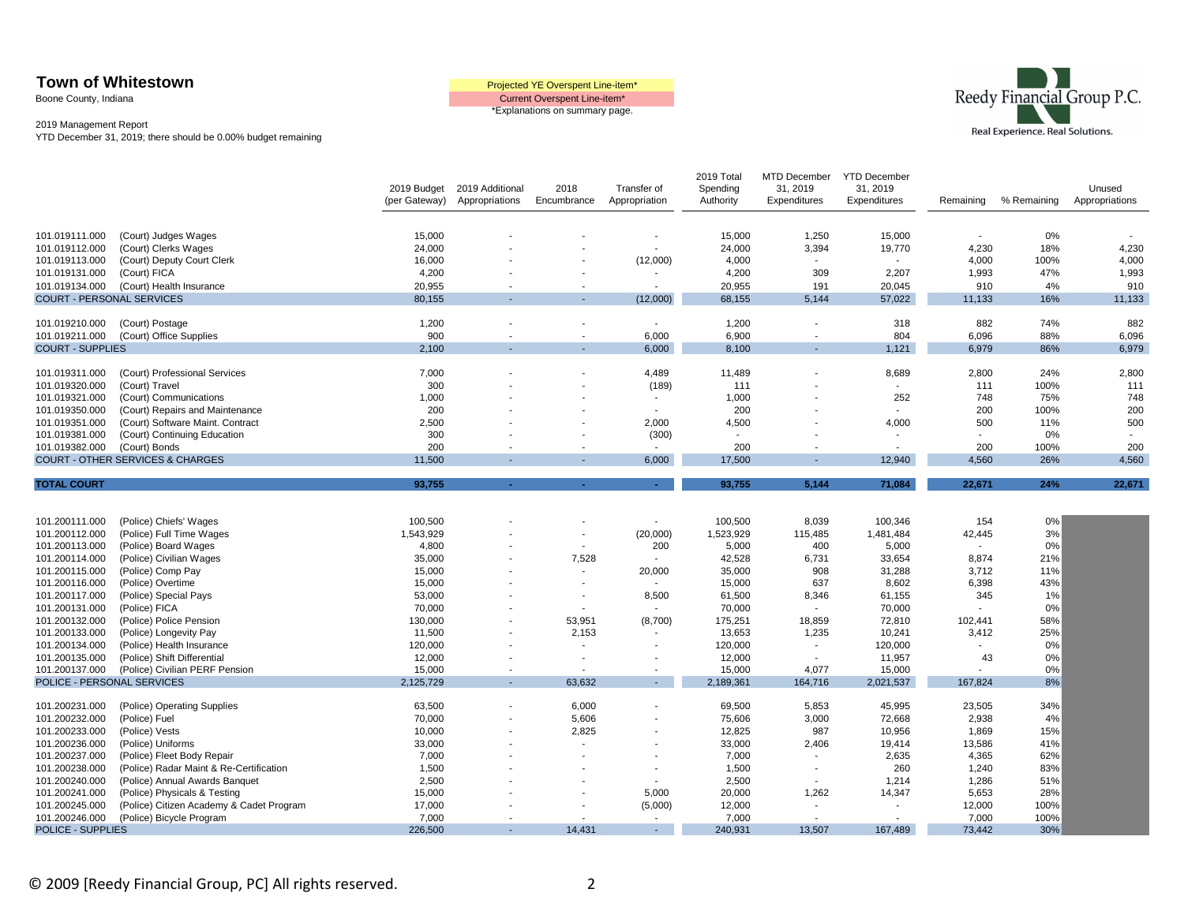**Town of Whitestown**
Boone County, Indiana

2019 Management Report
YTD December 31, 2019; there should be 0.00% budget remaining

Projected YE Overspent Line-item*
Current Overspent Line-item*
*Explanations on summary page.

Reedy Financial Group P.C.
Real Experience. Real Solutions.

| Account | Description | 2019 Budget (per Gateway) | 2019 Additional Appropriations | 2018 Encumbrance | Transfer of Appropriation | 2019 Total Spending Authority | MTD December 31, 2019 Expenditures | YTD December 31, 2019 Expenditures | Remaining | % Remaining | Unused Appropriations |
|---|---|---|---|---|---|---|---|---|---|---|---|
| 101.019111.000 | (Court) Judges Wages | 15,000 | - | - | - | 15,000 | 1,250 | 15,000 | - | 0% | - |
| 101.019112.000 | (Court) Clerks Wages | 24,000 | - | - | - | 24,000 | 3,394 | 19,770 | 4,230 | 18% | 4,230 |
| 101.019113.000 | (Court) Deputy Court Clerk | 16,000 | - | - | (12,000) | 4,000 | - | - | 4,000 | 100% | 4,000 |
| 101.019131.000 | (Court) FICA | 4,200 | - | - | - | 4,200 | 309 | 2,207 | 1,993 | 47% | 1,993 |
| 101.019134.000 | (Court) Health Insurance | 20,955 | - | - | - | 20,955 | 191 | 20,045 | 910 | 4% | 910 |
| COURT - PERSONAL SERVICES | | 80,155 | - | - | (12,000) | 68,155 | 5,144 | 57,022 | 11,133 | 16% | 11,133 |
| 101.019210.000 | (Court) Postage | 1,200 | - | - | - | 1,200 | - | 318 | 882 | 74% | 882 |
| 101.019211.000 | (Court) Office Supplies | 900 | - | - | 6,000 | 6,900 | - | 804 | 6,096 | 88% | 6,096 |
| COURT - SUPPLIES | | 2,100 | - | - | 6,000 | 8,100 | - | 1,121 | 6,979 | 86% | 6,979 |
| 101.019311.000 | (Court) Professional Services | 7,000 | - | - | 4,489 | 11,489 | - | 8,689 | 2,800 | 24% | 2,800 |
| 101.019320.000 | (Court) Travel | 300 | - | - | (189) | 111 | - | - | 111 | 100% | 111 |
| 101.019321.000 | (Court) Communications | 1,000 | - | - | - | 1,000 | - | 252 | 748 | 75% | 748 |
| 101.019350.000 | (Court) Repairs and Maintenance | 200 | - | - | - | 200 | - | - | 200 | 100% | 200 |
| 101.019351.000 | (Court) Software Maint. Contract | 2,500 | - | - | 2,000 | 4,500 | - | 4,000 | 500 | 11% | 500 |
| 101.019381.000 | (Court) Continuing Education | 300 | - | - | (300) | - | - | - | - | 0% | - |
| 101.019382.000 | (Court) Bonds | 200 | - | - | - | 200 | - | - | 200 | 100% | 200 |
| COURT - OTHER SERVICES & CHARGES | | 11,500 | - | - | 6,000 | 17,500 | - | 12,940 | 4,560 | 26% | 4,560 |
| **TOTAL COURT** | | **93,755** | **-** | **-** | **-** | **93,755** | **5,144** | **71,084** | **22,671** | **24%** | **22,671** |
| 101.200111.000 | (Police) Chiefs' Wages | 100,500 | - | - | - | 100,500 | 8,039 | 100,346 | 154 | 0% | |
| 101.200112.000 | (Police) Full Time Wages | 1,543,929 | - | - | (20,000) | 1,523,929 | 115,485 | 1,481,484 | 42,445 | 3% | |
| 101.200113.000 | (Police) Board Wages | 4,800 | - | - | 200 | 5,000 | 400 | 5,000 | - | 0% | |
| 101.200114.000 | (Police) Civilian Wages | 35,000 | - | 7,528 | - | 42,528 | 6,731 | 33,654 | 8,874 | 21% | |
| 101.200115.000 | (Police) Comp Pay | 15,000 | - | - | 20,000 | 35,000 | 908 | 31,288 | 3,712 | 11% | |
| 101.200116.000 | (Police) Overtime | 15,000 | - | - | - | 15,000 | 637 | 8,602 | 6,398 | 43% | |
| 101.200117.000 | (Police) Special Pays | 53,000 | - | - | 8,500 | 61,500 | 8,346 | 61,155 | 345 | 1% | |
| 101.200131.000 | (Police) FICA | 70,000 | - | - | - | 70,000 | - | 70,000 | - | 0% | |
| 101.200132.000 | (Police) Police Pension | 130,000 | - | 53,951 | (8,700) | 175,251 | 18,859 | 72,810 | 102,441 | 58% | |
| 101.200133.000 | (Police) Longevity Pay | 11,500 | - | 2,153 | - | 13,653 | 1,235 | 10,241 | 3,412 | 25% | |
| 101.200134.000 | (Police) Health Insurance | 120,000 | - | - | - | 120,000 | - | 120,000 | - | 0% | |
| 101.200135.000 | (Police) Shift Differential | 12,000 | - | - | - | 12,000 | - | 11,957 | 43 | 0% | |
| 101.200137.000 | (Police) Civilian PERF Pension | 15,000 | - | - | - | 15,000 | 4,077 | 15,000 | - | 0% | |
| POLICE - PERSONAL SERVICES | | 2,125,729 | - | 63,632 | - | 2,189,361 | 164,716 | 2,021,537 | 167,824 | 8% | |
| 101.200231.000 | (Police) Operating Supplies | 63,500 | - | 6,000 | - | 69,500 | 5,853 | 45,995 | 23,505 | 34% | |
| 101.200232.000 | (Police) Fuel | 70,000 | - | 5,606 | - | 75,606 | 3,000 | 72,668 | 2,938 | 4% | |
| 101.200233.000 | (Police) Vests | 10,000 | - | 2,825 | - | 12,825 | 987 | 10,956 | 1,869 | 15% | |
| 101.200236.000 | (Police) Uniforms | 33,000 | - | - | - | 33,000 | 2,406 | 19,414 | 13,586 | 41% | |
| 101.200237.000 | (Police) Fleet Body Repair | 7,000 | - | - | - | 7,000 | - | 2,635 | 4,365 | 62% | |
| 101.200238.000 | (Police) Radar Maint & Re-Certification | 1,500 | - | - | - | 1,500 | - | 260 | 1,240 | 83% | |
| 101.200240.000 | (Police) Annual Awards Banquet | 2,500 | - | - | - | 2,500 | - | 1,214 | 1,286 | 51% | |
| 101.200241.000 | (Police) Physicals & Testing | 15,000 | - | - | 5,000 | 20,000 | 1,262 | 14,347 | 5,653 | 28% | |
| 101.200245.000 | (Police) Citizen Academy & Cadet Program | 17,000 | - | - | (5,000) | 12,000 | - | - | 12,000 | 100% | |
| 101.200246.000 | (Police) Bicycle Program | 7,000 | - | - | - | 7,000 | - | - | 7,000 | 100% | |
| POLICE - SUPPLIES | | 226,500 | - | 14,431 | - | 240,931 | 13,507 | 167,489 | 73,442 | 30% | |

© 2009 [Reedy Financial Group, PC] All rights reserved.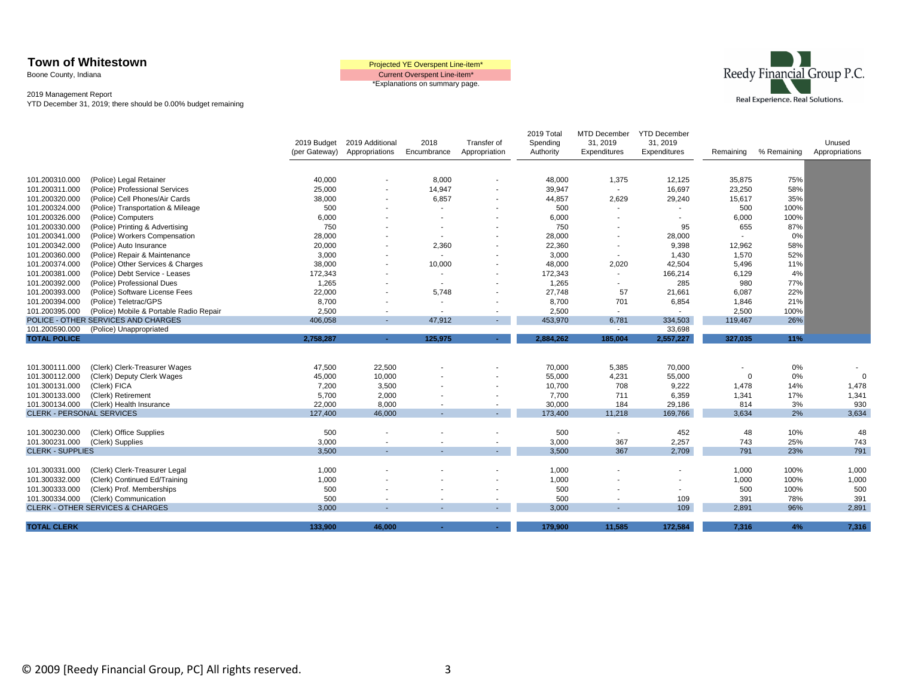**Town of Whitestown**
Boone County, Indiana

2019 Management Report
YTD December 31, 2019; there should be 0.00% budget remaining

Projected YE Overspent Line-item*
Current Overspent Line-item*
*Explanations on summary page.

Reedy Financial Group P.C.
Real Experience. Real Solutions.

| Account | Description | 2019 Budget (per Gateway) | 2019 Additional Appropriations | 2018 Encumbrance | Transfer of Appropriation | 2019 Total Spending Authority | MTD December 31, 2019 Expenditures | YTD December 31, 2019 Expenditures | Remaining | % Remaining | Unused Appropriations |
|---|---|---|---|---|---|---|---|---|---|---|---|
| 101.200310.000 | (Police) Legal Retainer | 40,000 | - | 8,000 | - | 48,000 | 1,375 | 12,125 | 35,875 | 75% | |
| 101.200311.000 | (Police) Professional Services | 25,000 | - | 14,947 | - | 39,947 | - | 16,697 | 23,250 | 58% | |
| 101.200320.000 | (Police) Cell Phones/Air Cards | 38,000 | - | 6,857 | - | 44,857 | 2,629 | 29,240 | 15,617 | 35% | |
| 101.200324.000 | (Police) Transportation & Mileage | 500 | - | - | - | 500 | - | - | 500 | 100% | |
| 101.200326.000 | (Police) Computers | 6,000 | - | - | - | 6,000 | - | - | 6,000 | 100% | |
| 101.200330.000 | (Police) Printing & Advertising | 750 | - | - | - | 750 | - | 95 | 655 | 87% | |
| 101.200341.000 | (Police) Workers Compensation | 28,000 | - | - | - | 28,000 | - | 28,000 | - | 0% | |
| 101.200342.000 | (Police) Auto Insurance | 20,000 | - | 2,360 | - | 22,360 | - | 9,398 | 12,962 | 58% | |
| 101.200360.000 | (Police) Repair & Maintenance | 3,000 | - | - | - | 3,000 | - | 1,430 | 1,570 | 52% | |
| 101.200374.000 | (Police) Other Services & Charges | 38,000 | - | 10,000 | - | 48,000 | 2,020 | 42,504 | 5,496 | 11% | |
| 101.200381.000 | (Police) Debt Service - Leases | 172,343 | - | - | - | 172,343 | - | 166,214 | 6,129 | 4% | |
| 101.200392.000 | (Police) Professional Dues | 1,265 | - | - | - | 1,265 | - | 285 | 980 | 77% | |
| 101.200393.000 | (Police) Software License Fees | 22,000 | - | 5,748 | - | 27,748 | 57 | 21,661 | 6,087 | 22% | |
| 101.200394.000 | (Police) Teletrac/GPS | 8,700 | - | - | - | 8,700 | 701 | 6,854 | 1,846 | 21% | |
| 101.200395.000 | (Police) Mobile & Portable Radio Repair | 2,500 | - | - | - | 2,500 | - | - | 2,500 | 100% | |
| POLICE - OTHER SERVICES AND CHARGES | | 406,058 | - | 47,912 | - | 453,970 | 6,781 | 334,503 | 119,467 | 26% | |
| 101.200590.000 | (Police) Unappropriated | | | | | | - | 33,698 | | | |
| **TOTAL POLICE** | | **2,758,287** | **-** | **125,975** | **-** | **2,884,262** | **185,004** | **2,557,227** | **327,035** | **11%** | |
| | | | | | | | | | | | |
| 101.300111.000 | (Clerk) Clerk-Treasurer Wages | 47,500 | 22,500 | - | - | 70,000 | 5,385 | 70,000 | - | 0% | - |
| 101.300112.000 | (Clerk) Deputy Clerk Wages | 45,000 | 10,000 | - | - | 55,000 | 4,231 | 55,000 | 0 | 0% | 0 |
| 101.300131.000 | (Clerk) FICA | 7,200 | 3,500 | - | - | 10,700 | 708 | 9,222 | 1,478 | 14% | 1,478 |
| 101.300133.000 | (Clerk) Retirement | 5,700 | 2,000 | - | - | 7,700 | 711 | 6,359 | 1,341 | 17% | 1,341 |
| 101.300134.000 | (Clerk) Health Insurance | 22,000 | 8,000 | - | - | 30,000 | 184 | 29,186 | 814 | 3% | 930 |
| CLERK - PERSONAL SERVICES | | 127,400 | 46,000 | - | - | 173,400 | 11,218 | 169,766 | 3,634 | 2% | 3,634 |
| | | | | | | | | | | | |
| 101.300230.000 | (Clerk) Office Supplies | 500 | - | - | - | 500 | - | 452 | 48 | 10% | 48 |
| 101.300231.000 | (Clerk) Supplies | 3,000 | - | - | - | 3,000 | 367 | 2,257 | 743 | 25% | 743 |
| CLERK - SUPPLIES | | 3,500 | - | - | - | 3,500 | 367 | 2,709 | 791 | 23% | 791 |
| | | | | | | | | | | | |
| 101.300331.000 | (Clerk) Clerk-Treasurer Legal | 1,000 | - | - | - | 1,000 | - | - | 1,000 | 100% | 1,000 |
| 101.300332.000 | (Clerk) Continued Ed/Training | 1,000 | - | - | - | 1,000 | - | - | 1,000 | 100% | 1,000 |
| 101.300333.000 | (Clerk) Prof. Memberships | 500 | - | - | - | 500 | - | - | 500 | 100% | 500 |
| 101.300334.000 | (Clerk) Communication | 500 | - | - | - | 500 | - | 109 | 391 | 78% | 391 |
| CLERK - OTHER SERVICES & CHARGES | | 3,000 | - | - | - | 3,000 | - | 109 | 2,891 | 96% | 2,891 |
| | | | | | | | | | | | |
| **TOTAL CLERK** | | **133,900** | **46,000** | **-** | **-** | **179,900** | **11,585** | **172,584** | **7,316** | **4%** | **7,316** |

© 2009 [Reedy Financial Group, PC] All rights reserved.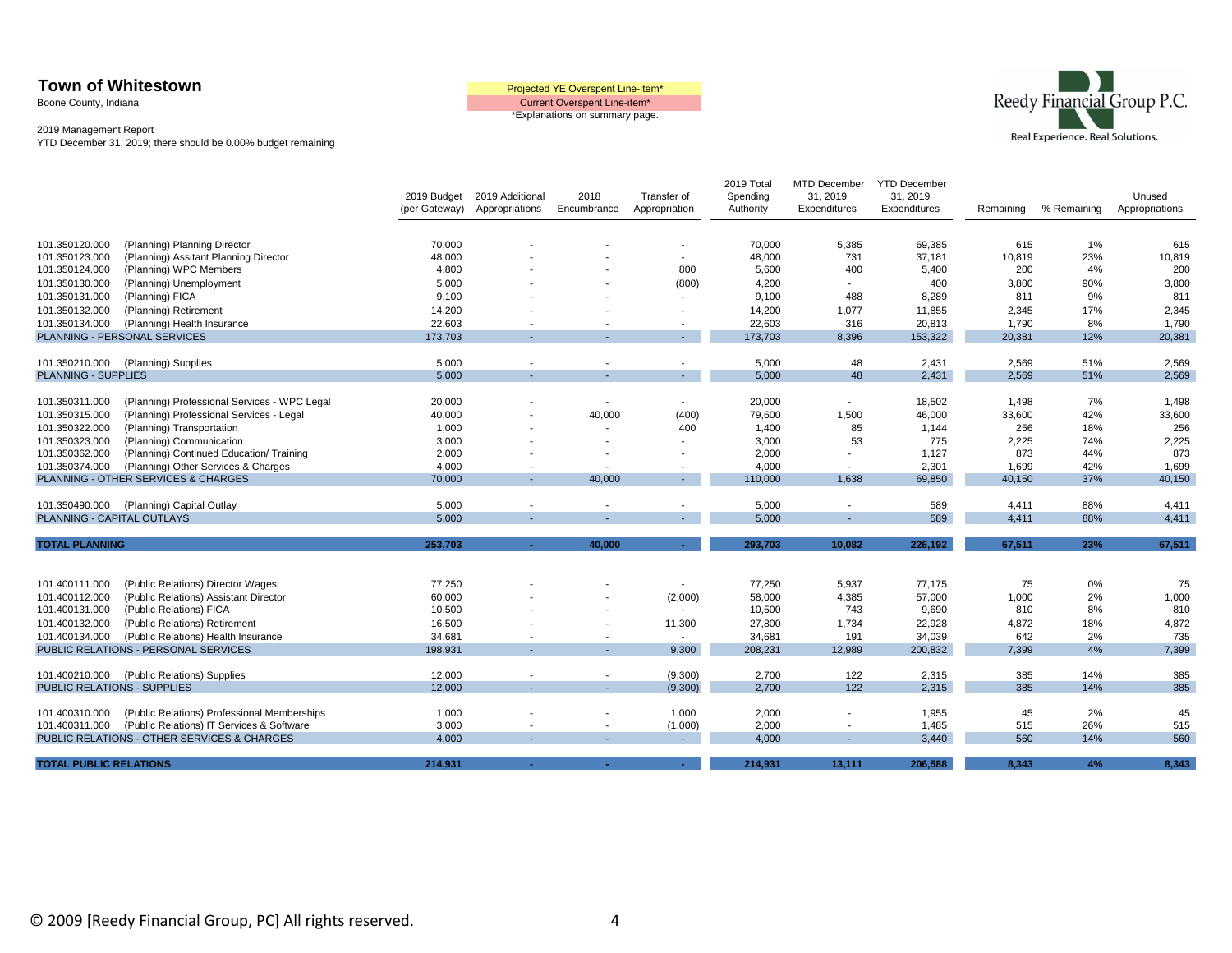**Town of Whitestown**
Boone County, Indiana

2019 Management Report
YTD December 31, 2019; there should be 0.00% budget remaining

Projected YE Overspent Line-item*
Current Overspent Line-item*
*Explanations on summary page.

Reedy Financial Group P.C.
Real Experience. Real Solutions.

| Account | Description | 2019 Budget (per Gateway) | 2019 Additional Appropriations | 2018 Encumbrance | Transfer of Appropriation | 2019 Total Spending Authority | MTD December 31, 2019 Expenditures | YTD December 31, 2019 Expenditures | Remaining | % Remaining | Unused Appropriations |
|---|---|---|---|---|---|---|---|---|---|---|---|
| 101.350120.000 | (Planning) Planning Director | 70,000 | - | - | - | 70,000 | 5,385 | 69,385 | 615 | 1% | 615 |
| 101.350123.000 | (Planning) Assitant Planning Director | 48,000 | - | - | - | 48,000 | 731 | 37,181 | 10,819 | 23% | 10,819 |
| 101.350124.000 | (Planning) WPC Members | 4,800 | - | - | 800 | 5,600 | 400 | 5,400 | 200 | 4% | 200 |
| 101.350130.000 | (Planning) Unemployment | 5,000 | - | - | (800) | 4,200 | - | 400 | 3,800 | 90% | 3,800 |
| 101.350131.000 | (Planning) FICA | 9,100 | - | - | - | 9,100 | 488 | 8,289 | 811 | 9% | 811 |
| 101.350132.000 | (Planning) Retirement | 14,200 | - | - | - | 14,200 | 1,077 | 11,855 | 2,345 | 17% | 2,345 |
| 101.350134.000 | (Planning) Health Insurance | 22,603 | - | - | - | 22,603 | 316 | 20,813 | 1,790 | 8% | 1,790 |
| PLANNING - PERSONAL SERVICES | | 173,703 | - | - | - | 173,703 | 8,396 | 153,322 | 20,381 | 12% | 20,381 |
| 101.350210.000 | (Planning) Supplies | 5,000 | - | - | - | 5,000 | 48 | 2,431 | 2,569 | 51% | 2,569 |
| PLANNING - SUPPLIES | | 5,000 | - | - | - | 5,000 | 48 | 2,431 | 2,569 | 51% | 2,569 |
| 101.350311.000 | (Planning) Professional Services - WPC Legal | 20,000 | - | - | - | 20,000 | - | 18,502 | 1,498 | 7% | 1,498 |
| 101.350315.000 | (Planning) Professional Services - Legal | 40,000 | - | 40,000 | (400) | 79,600 | 1,500 | 46,000 | 33,600 | 42% | 33,600 |
| 101.350322.000 | (Planning) Transportation | 1,000 | - | - | 400 | 1,400 | 85 | 1,144 | 256 | 18% | 256 |
| 101.350323.000 | (Planning) Communication | 3,000 | - | - | - | 3,000 | 53 | 775 | 2,225 | 74% | 2,225 |
| 101.350362.000 | (Planning) Continued Education/ Training | 2,000 | - | - | - | 2,000 | - | 1,127 | 873 | 44% | 873 |
| 101.350374.000 | (Planning) Other Services & Charges | 4,000 | - | - | - | 4,000 | - | 2,301 | 1,699 | 42% | 1,699 |
| PLANNING - OTHER SERVICES & CHARGES | | 70,000 | - | 40,000 | - | 110,000 | 1,638 | 69,850 | 40,150 | 37% | 40,150 |
| 101.350490.000 | (Planning) Capital Outlay | 5,000 | - | - | - | 5,000 | - | 589 | 4,411 | 88% | 4,411 |
| PLANNING - CAPITAL OUTLAYS | | 5,000 | - | - | - | 5,000 | - | 589 | 4,411 | 88% | 4,411 |
| **TOTAL PLANNING** | | **253,703** | **-** | **40,000** | **-** | **293,703** | **10,082** | **226,192** | **67,511** | **23%** | **67,511** |
| 101.400111.000 | (Public Relations) Director Wages | 77,250 | - | - | - | 77,250 | 5,937 | 77,175 | 75 | 0% | 75 |
| 101.400112.000 | (Public Relations) Assistant Director | 60,000 | - | - | (2,000) | 58,000 | 4,385 | 57,000 | 1,000 | 2% | 1,000 |
| 101.400131.000 | (Public Relations) FICA | 10,500 | - | - | - | 10,500 | 743 | 9,690 | 810 | 8% | 810 |
| 101.400132.000 | (Public Relations) Retirement | 16,500 | - | - | 11,300 | 27,800 | 1,734 | 22,928 | 4,872 | 18% | 4,872 |
| 101.400134.000 | (Public Relations) Health Insurance | 34,681 | - | - | - | 34,681 | 191 | 34,039 | 642 | 2% | 735 |
| PUBLIC RELATIONS - PERSONAL SERVICES | | 198,931 | - | - | 9,300 | 208,231 | 12,989 | 200,832 | 7,399 | 4% | 7,399 |
| 101.400210.000 | (Public Relations) Supplies | 12,000 | - | - | (9,300) | 2,700 | 122 | 2,315 | 385 | 14% | 385 |
| PUBLIC RELATIONS - SUPPLIES | | 12,000 | - | - | (9,300) | 2,700 | 122 | 2,315 | 385 | 14% | 385 |
| 101.400310.000 | (Public Relations) Professional Memberships | 1,000 | - | - | 1,000 | 2,000 | - | 1,955 | 45 | 2% | 45 |
| 101.400311.000 | (Public Relations) IT Services & Software | 3,000 | - | - | (1,000) | 2,000 | - | 1,485 | 515 | 26% | 515 |
| PUBLIC RELATIONS - OTHER SERVICES & CHARGES | | 4,000 | - | - | - | 4,000 | - | 3,440 | 560 | 14% | 560 |
| **TOTAL PUBLIC RELATIONS** | | **214,931** | **-** | **-** | **-** | **214,931** | **13,111** | **206,588** | **8,343** | **4%** | **8,343** |

© 2009 [Reedy Financial Group, PC] All rights reserved.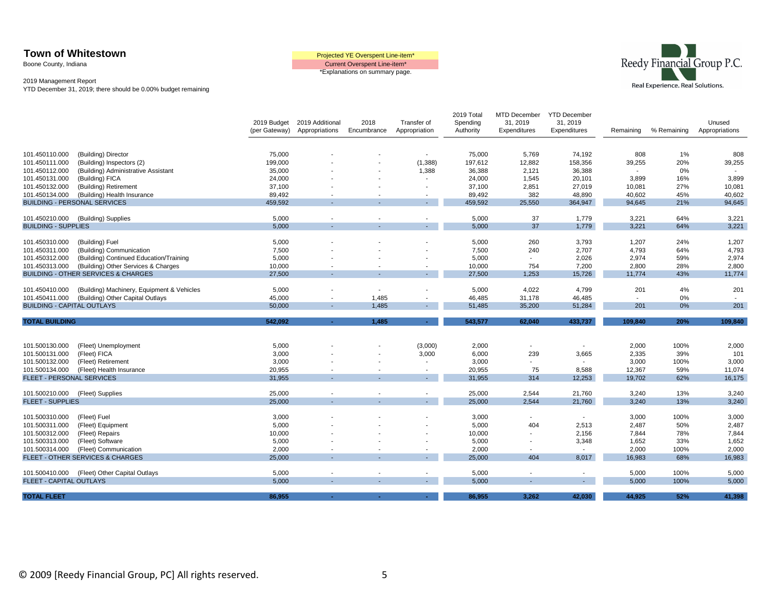**Town of Whitestown**

Boone County, Indiana

2019 Management Report

YTD December 31, 2019; there should be 0.00% budget remaining

Projected YE Overspent Line-item*

Current Overspent Line-item*

*Explanations on summary page.

Reedy Financial Group P.C.

Real Experience. Real Solutions.

| Account | Description | 2019 Budget (per Gateway) | 2019 Additional Appropriations | 2018 Encumbrance | Transfer of Appropriation | 2019 Total Spending Authority | MTD December 31, 2019 Expenditures | YTD December 31, 2019 Expenditures | Remaining | % Remaining | Unused Appropriations |
|---|---|---|---|---|---|---|---|---|---|---|---|
| 101.450110.000 | (Building) Director | 75,000 | - | - | - | 75,000 | 5,769 | 74,192 | 808 | 1% | 808 |
| 101.450111.000 | (Building) Inspectors (2) | 199,000 | - | - | (1,388) | 197,612 | 12,882 | 158,356 | 39,255 | 20% | 39,255 |
| 101.450112.000 | (Building) Administrative Assistant | 35,000 | - | - | 1,388 | 36,388 | 2,121 | 36,388 | - | 0% | - |
| 101.450131.000 | (Building) FICA | 24,000 | - | - | - | 24,000 | 1,545 | 20,101 | 3,899 | 16% | 3,899 |
| 101.450132.000 | (Building) Retirement | 37,100 | - | - | - | 37,100 | 2,851 | 27,019 | 10,081 | 27% | 10,081 |
| 101.450134.000 | (Building) Health Insurance | 89,492 | - | - | - | 89,492 | 382 | 48,890 | 40,602 | 45% | 40,602 |
| BUILDING - PERSONAL SERVICES | | 459,592 | - | - | - | 459,592 | 25,550 | 364,947 | 94,645 | 21% | 94,645 |
| 101.450210.000 | (Building) Supplies | 5,000 | - | - | - | 5,000 | 37 | 1,779 | 3,221 | 64% | 3,221 |
| BUILDING - SUPPLIES | | 5,000 | - | - | - | 5,000 | 37 | 1,779 | 3,221 | 64% | 3,221 |
| 101.450310.000 | (Building) Fuel | 5,000 | - | - | - | 5,000 | 260 | 3,793 | 1,207 | 24% | 1,207 |
| 101.450311.000 | (Building) Communication | 7,500 | - | - | - | 7,500 | 240 | 2,707 | 4,793 | 64% | 4,793 |
| 101.450312.000 | (Building) Continued Education/Training | 5,000 | - | - | - | 5,000 | - | 2,026 | 2,974 | 59% | 2,974 |
| 101.450313.000 | (Building) Other Services & Charges | 10,000 | - | - | - | 10,000 | 754 | 7,200 | 2,800 | 28% | 2,800 |
| BUILDING - OTHER SERVICES & CHARGES | | 27,500 | - | - | - | 27,500 | 1,253 | 15,726 | 11,774 | 43% | 11,774 |
| 101.450410.000 | (Building) Machinery, Equipment & Vehicles | 5,000 | - | - | - | 5,000 | 4,022 | 4,799 | 201 | 4% | 201 |
| 101.450411.000 | (Building) Other Capital Outlays | 45,000 | - | 1,485 | - | 46,485 | 31,178 | 46,485 | - | 0% | - |
| BUILDING - CAPITAL OUTLAYS | | 50,000 | - | 1,485 | - | 51,485 | 35,200 | 51,284 | 201 | 0% | 201 |
| **TOTAL BUILDING** | | **542,092** | **-** | **1,485** | **-** | **543,577** | **62,040** | **433,737** | **109,840** | **20%** | **109,840** |
| 101.500130.000 | (Fleet) Unemployment | 5,000 | - | - | (3,000) | 2,000 | - | - | 2,000 | 100% | 2,000 |
| 101.500131.000 | (Fleet) FICA | 3,000 | - | - | 3,000 | 6,000 | 239 | 3,665 | 2,335 | 39% | 101 |
| 101.500132.000 | (Fleet) Retirement | 3,000 | - | - | - | 3,000 | - | - | 3,000 | 100% | 3,000 |
| 101.500134.000 | (Fleet) Health Insurance | 20,955 | - | - | - | 20,955 | 75 | 8,588 | 12,367 | 59% | 11,074 |
| FLEET - PERSONAL SERVICES | | 31,955 | - | - | - | 31,955 | 314 | 12,253 | 19,702 | 62% | 16,175 |
| 101.500210.000 | (Fleet) Supplies | 25,000 | - | - | - | 25,000 | 2,544 | 21,760 | 3,240 | 13% | 3,240 |
| FLEET - SUPPLIES | | 25,000 | - | - | - | 25,000 | 2,544 | 21,760 | 3,240 | 13% | 3,240 |
| 101.500310.000 | (Fleet) Fuel | 3,000 | - | - | - | 3,000 | - | - | 3,000 | 100% | 3,000 |
| 101.500311.000 | (Fleet) Equipment | 5,000 | - | - | - | 5,000 | 404 | 2,513 | 2,487 | 50% | 2,487 |
| 101.500312.000 | (Fleet) Repairs | 10,000 | - | - | - | 10,000 | - | 2,156 | 7,844 | 78% | 7,844 |
| 101.500313.000 | (Fleet) Software | 5,000 | - | - | - | 5,000 | - | 3,348 | 1,652 | 33% | 1,652 |
| 101.500314.000 | (Fleet) Communication | 2,000 | - | - | - | 2,000 | - | - | 2,000 | 100% | 2,000 |
| FLEET - OTHER SERVICES & CHARGES | | 25,000 | - | - | - | 25,000 | 404 | 8,017 | 16,983 | 68% | 16,983 |
| 101.500410.000 | (Fleet) Other Capital Outlays | 5,000 | - | - | - | 5,000 | - | - | 5,000 | 100% | 5,000 |
| FLEET - CAPITAL OUTLAYS | | 5,000 | - | - | - | 5,000 | - | - | 5,000 | 100% | 5,000 |
| **TOTAL FLEET** | | **86,955** | **-** | **-** | **-** | **86,955** | **3,262** | **42,030** | **44,925** | **52%** | **41,398** |

© 2009 [Reedy Financial Group, PC] All rights reserved.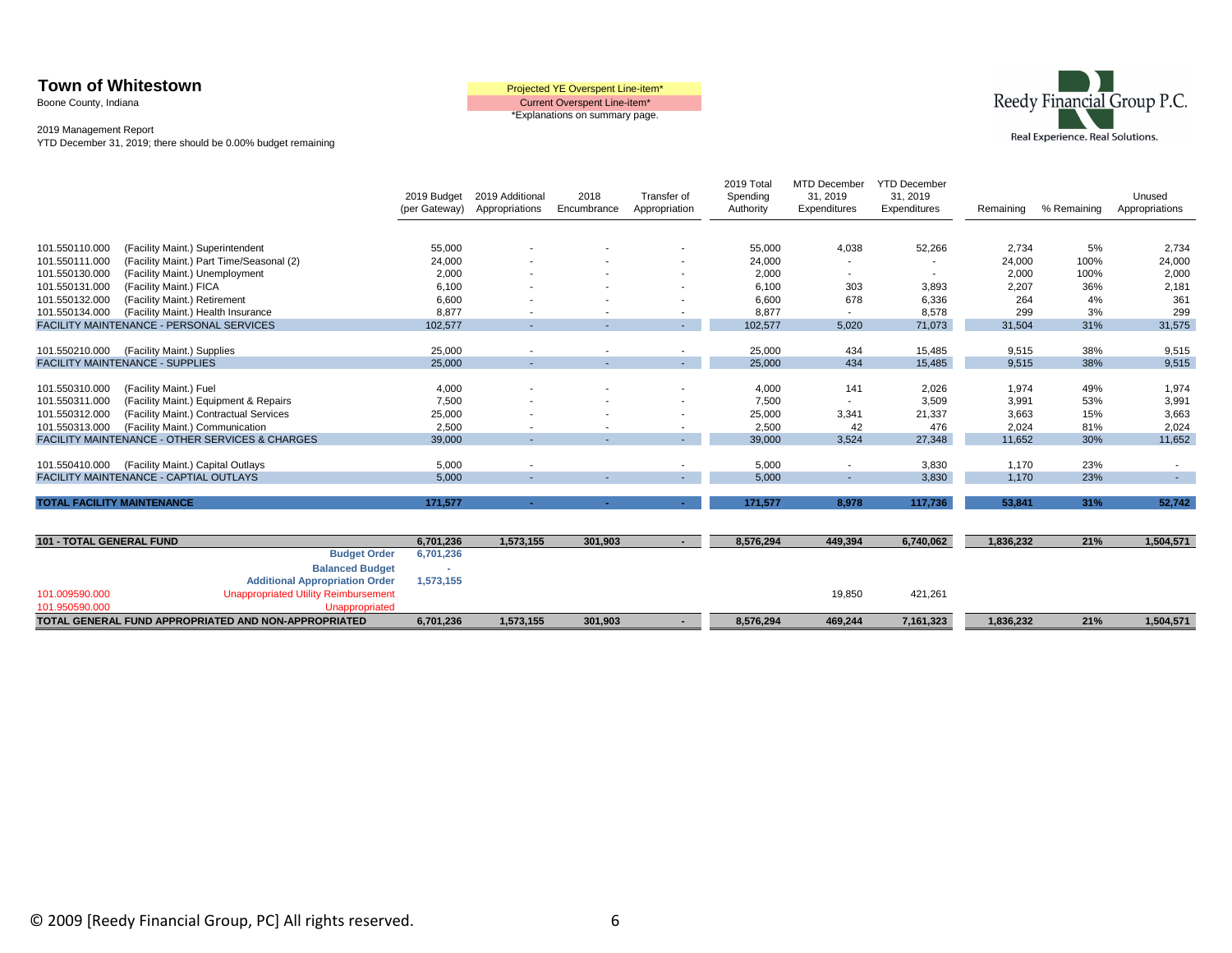# Town of Whitestown

Boone County, Indiana

2019 Management Report

YTD December 31, 2019; there should be 0.00% budget remaining

Projected YE Overspent Line-item*

Current Overspent Line-item*

*Explanations on summary page.

Reedy Financial Group P.C.

Real Experience. Real Solutions.

| Account | Description | 2019 Budget (per Gateway) | 2019 Additional Appropriations | 2018 Encumbrance | Transfer of Appropriation | 2019 Total Spending Authority | MTD December 31, 2019 Expenditures | YTD December 31, 2019 Expenditures | Remaining | % Remaining | Unused Appropriations |
|---|---|---|---|---|---|---|---|---|---|---|---|
| 101.550110.000 | (Facility Maint.) Superintendent | 55,000 | - | - | - | 55,000 | 4,038 | 52,266 | 2,734 | 5% | 2,734 |
| 101.550111.000 | (Facility Maint.) Part Time/Seasonal (2) | 24,000 | - | - | - | 24,000 | - | - | 24,000 | 100% | 24,000 |
| 101.550130.000 | (Facility Maint.) Unemployment | 2,000 | - | - | - | 2,000 | - | - | 2,000 | 100% | 2,000 |
| 101.550131.000 | (Facility Maint.) FICA | 6,100 | - | - | - | 6,100 | 303 | 3,893 | 2,207 | 36% | 2,181 |
| 101.550132.000 | (Facility Maint.) Retirement | 6,600 | - | - | - | 6,600 | 678 | 6,336 | 264 | 4% | 361 |
| 101.550134.000 | (Facility Maint.) Health Insurance | 8,877 | - | - | - | 8,877 | - | 8,578 | 299 | 3% | 299 |
| FACILITY MAINTENANCE - PERSONAL SERVICES | | 102,577 | - | - | - | 102,577 | 5,020 | 71,073 | 31,504 | 31% | 31,575 |
| 101.550210.000 | (Facility Maint.) Supplies | 25,000 | - | - | - | 25,000 | 434 | 15,485 | 9,515 | 38% | 9,515 |
| FACILITY MAINTENANCE - SUPPLIES | | 25,000 | - | - | - | 25,000 | 434 | 15,485 | 9,515 | 38% | 9,515 |
| 101.550310.000 | (Facility Maint.) Fuel | 4,000 | - | - | - | 4,000 | 141 | 2,026 | 1,974 | 49% | 1,974 |
| 101.550311.000 | (Facility Maint.) Equipment & Repairs | 7,500 | - | - | - | 7,500 | - | 3,509 | 3,991 | 53% | 3,991 |
| 101.550312.000 | (Facility Maint.) Contractual Services | 25,000 | - | - | - | 25,000 | 3,341 | 21,337 | 3,663 | 15% | 3,663 |
| 101.550313.000 | (Facility Maint.) Communication | 2,500 | - | - | - | 2,500 | 42 | 476 | 2,024 | 81% | 2,024 |
| FACILITY MAINTENANCE - OTHER SERVICES & CHARGES | | 39,000 | - | - | - | 39,000 | 3,524 | 27,348 | 11,652 | 30% | 11,652 |
| 101.550410.000 | (Facility Maint.) Capital Outlays | 5,000 | - | | - | 5,000 | - | 3,830 | 1,170 | 23% | - |
| FACILITY MAINTENANCE - CAPTIAL OUTLAYS | | 5,000 | - | - | - | 5,000 | - | 3,830 | 1,170 | 23% | - |
| **TOTAL FACILITY MAINTENANCE** | | **171,577** | **-** | **-** | **-** | **171,577** | **8,978** | **117,736** | **53,841** | **31%** | **52,742** |
| **101 - TOTAL GENERAL FUND** | | **6,701,236** | **1,573,155** | **301,903** | **-** | **8,576,294** | **449,394** | **6,740,062** | **1,836,232** | **21%** | **1,504,571** |
| | **Budget Order** | **6,701,236** | | | | | | | | | |
| | **Balanced Budget** | **-** | | | | | | | | | |
| | **Additional Appropriation Order** | **1,573,155** | | | | | | | | | |
| 101.009590.000 | Unappropriated Utility Reimbursement | | | | | | 19,850 | 421,261 | | | |
| 101.950590.000 | Unappropriated | | | | | | | | | | |
| **TOTAL GENERAL FUND APPROPRIATED AND NON-APPROPRIATED** | | **6,701,236** | **1,573,155** | **301,903** | **-** | **8,576,294** | **469,244** | **7,161,323** | **1,836,232** | **21%** | **1,504,571** |

© 2009 [Reedy Financial Group, PC] All rights reserved.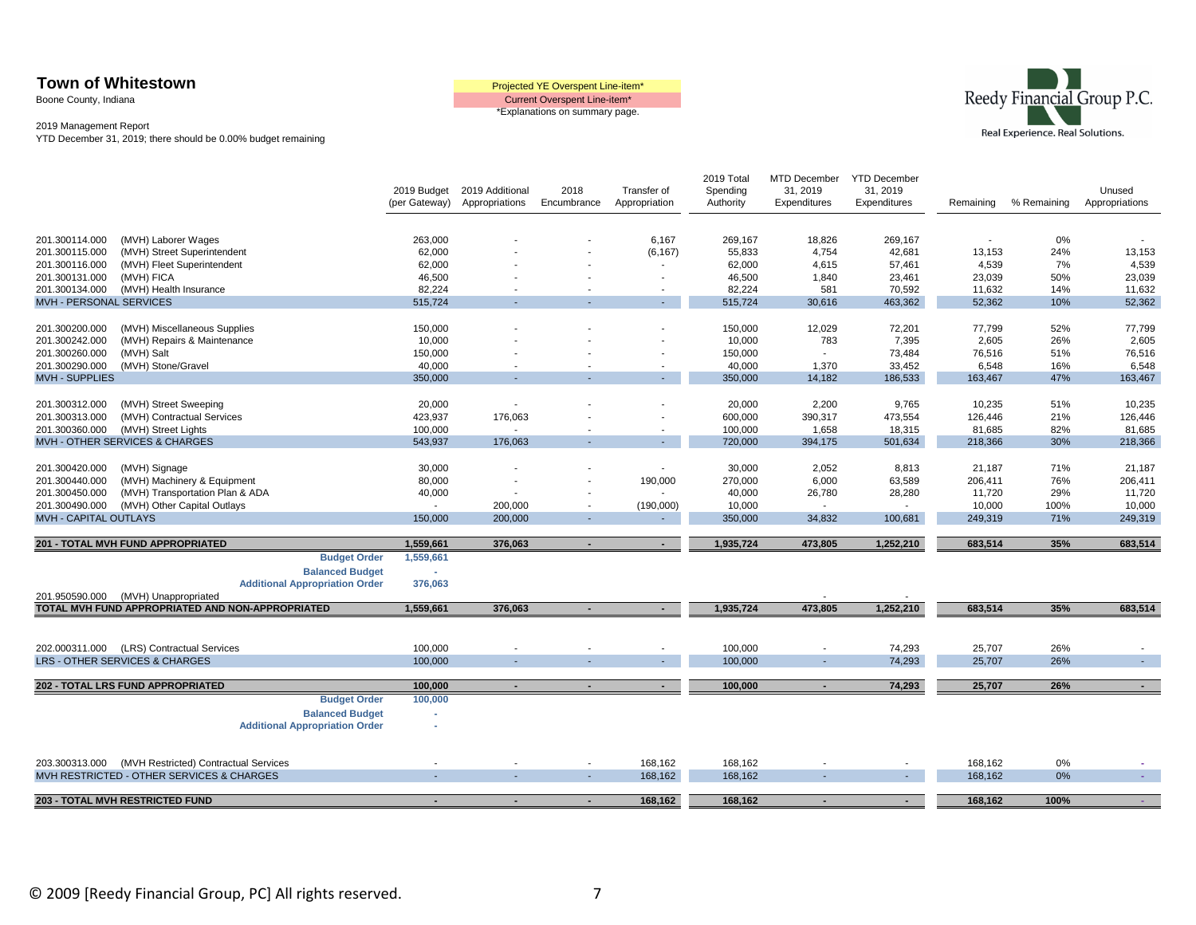**Town of Whitestown**

Boone County, Indiana

2019 Management Report

YTD December 31, 2019; there should be 0.00% budget remaining

Projected YE Overspent Line-item*

Current Overspent Line-item*

*Explanations on summary page.

Reedy Financial Group P.C.

Real Experience. Real Solutions.

| Account | Description | 2019 Budget (per Gateway) | 2019 Additional Appropriations | 2018 Encumbrance | Transfer of Appropriation | 2019 Total Spending Authority | MTD December 31, 2019 Expenditures | YTD December 31, 2019 Expenditures | Remaining | % Remaining | Unused Appropriations |
|---|---|---|---|---|---|---|---|---|---|---|---|
| 201.300114.000 | (MVH) Laborer Wages | 263,000 | - | - | 6,167 | 269,167 | 18,826 | 269,167 | - | 0% | - |
| 201.300115.000 | (MVH) Street Superintendent | 62,000 | - | - | (6,167) | 55,833 | 4,754 | 42,681 | 13,153 | 24% | 13,153 |
| 201.300116.000 | (MVH) Fleet Superintendent | 62,000 | - | - | - | 62,000 | 4,615 | 57,461 | 4,539 | 7% | 4,539 |
| 201.300131.000 | (MVH) FICA | 46,500 | - | - | - | 46,500 | 1,840 | 23,461 | 23,039 | 50% | 23,039 |
| 201.300134.000 | (MVH) Health Insurance | 82,224 | - | - | - | 82,224 | 581 | 70,592 | 11,632 | 14% | 11,632 |
| MVH - PERSONAL SERVICES | | 515,724 | - | - | - | 515,724 | 30,616 | 463,362 | 52,362 | 10% | 52,362 |
| 201.300200.000 | (MVH) Miscellaneous Supplies | 150,000 | - | - | - | 150,000 | 12,029 | 72,201 | 77,799 | 52% | 77,799 |
| 201.300242.000 | (MVH) Repairs & Maintenance | 10,000 | - | - | - | 10,000 | 783 | 7,395 | 2,605 | 26% | 2,605 |
| 201.300260.000 | (MVH) Salt | 150,000 | - | - | - | 150,000 | - | 73,484 | 76,516 | 51% | 76,516 |
| 201.300290.000 | (MVH) Stone/Gravel | 40,000 | - | - | - | 40,000 | 1,370 | 33,452 | 6,548 | 16% | 6,548 |
| MVH - SUPPLIES | | 350,000 | - | - | - | 350,000 | 14,182 | 186,533 | 163,467 | 47% | 163,467 |
| 201.300312.000 | (MVH) Street Sweeping | 20,000 | - | - | - | 20,000 | 2,200 | 9,765 | 10,235 | 51% | 10,235 |
| 201.300313.000 | (MVH) Contractual Services | 423,937 | 176,063 | - | - | 600,000 | 390,317 | 473,554 | 126,446 | 21% | 126,446 |
| 201.300360.000 | (MVH) Street Lights | 100,000 | - | - | - | 100,000 | 1,658 | 18,315 | 81,685 | 82% | 81,685 |
| MVH - OTHER SERVICES & CHARGES | | 543,937 | 176,063 | - | - | 720,000 | 394,175 | 501,634 | 218,366 | 30% | 218,366 |
| 201.300420.000 | (MVH) Signage | 30,000 | - | - | - | 30,000 | 2,052 | 8,813 | 21,187 | 71% | 21,187 |
| 201.300440.000 | (MVH) Machinery & Equipment | 80,000 | - | - | 190,000 | 270,000 | 6,000 | 63,589 | 206,411 | 76% | 206,411 |
| 201.300450.000 | (MVH) Transportation Plan & ADA | 40,000 | - | - | - | 40,000 | 26,780 | 28,280 | 11,720 | 29% | 11,720 |
| 201.300490.000 | (MVH) Other Capital Outlays | - | 200,000 | - | (190,000) | 10,000 | - | - | 10,000 | 100% | 10,000 |
| MVH - CAPITAL OUTLAYS | | 150,000 | 200,000 | - | - | 350,000 | 34,832 | 100,681 | 249,319 | 71% | 249,319 |
| **201 - TOTAL MVH FUND APPROPRIATED** | | **1,559,661** | **376,063** | **-** | **-** | **1,935,724** | **473,805** | **1,252,210** | **683,514** | **35%** | **683,514** |
| | **Budget Order** | **1,559,661** | | | | | | | | | |
| | **Balanced Budget** | - | | | | | | | | | |
| | **Additional Appropriation Order** | **376,063** | | | | | | | | | |
| 201.950590.000 | (MVH) Unappropriated | | | | | | - | - | | | |
| **TOTAL MVH FUND APPROPRIATED AND NON-APPROPRIATED** | | **1,559,661** | **376,063** | **-** | **-** | **1,935,724** | **473,805** | **1,252,210** | **683,514** | **35%** | **683,514** |
| 202.000311.000 | (LRS) Contractual Services | 100,000 | - | - | - | 100,000 | - | 74,293 | 25,707 | 26% | - |
| LRS - OTHER SERVICES & CHARGES | | 100,000 | - | - | - | 100,000 | - | 74,293 | 25,707 | 26% | - |
| **202 - TOTAL LRS FUND APPROPRIATED** | | **100,000** | **-** | **-** | **-** | **100,000** | **-** | **74,293** | **25,707** | **26%** | **-** |
| | **Budget Order** | **100,000** | | | | | | | | | |
| | **Balanced Budget** | - | | | | | | | | | |
| | **Additional Appropriation Order** | - | | | | | | | | | |
| 203.300313.000 | (MVH Restricted) Contractual Services | - | - | - | 168,162 | 168,162 | - | - | 168,162 | 0% | - |
| MVH RESTRICTED - OTHER SERVICES & CHARGES | | - | - | - | 168,162 | 168,162 | - | - | 168,162 | 0% | - |
| **203 - TOTAL MVH RESTRICTED FUND** | | **-** | **-** | **-** | **168,162** | **168,162** | **-** | **-** | **168,162** | **100%** | **-** |

© 2009 [Reedy Financial Group, PC] All rights reserved.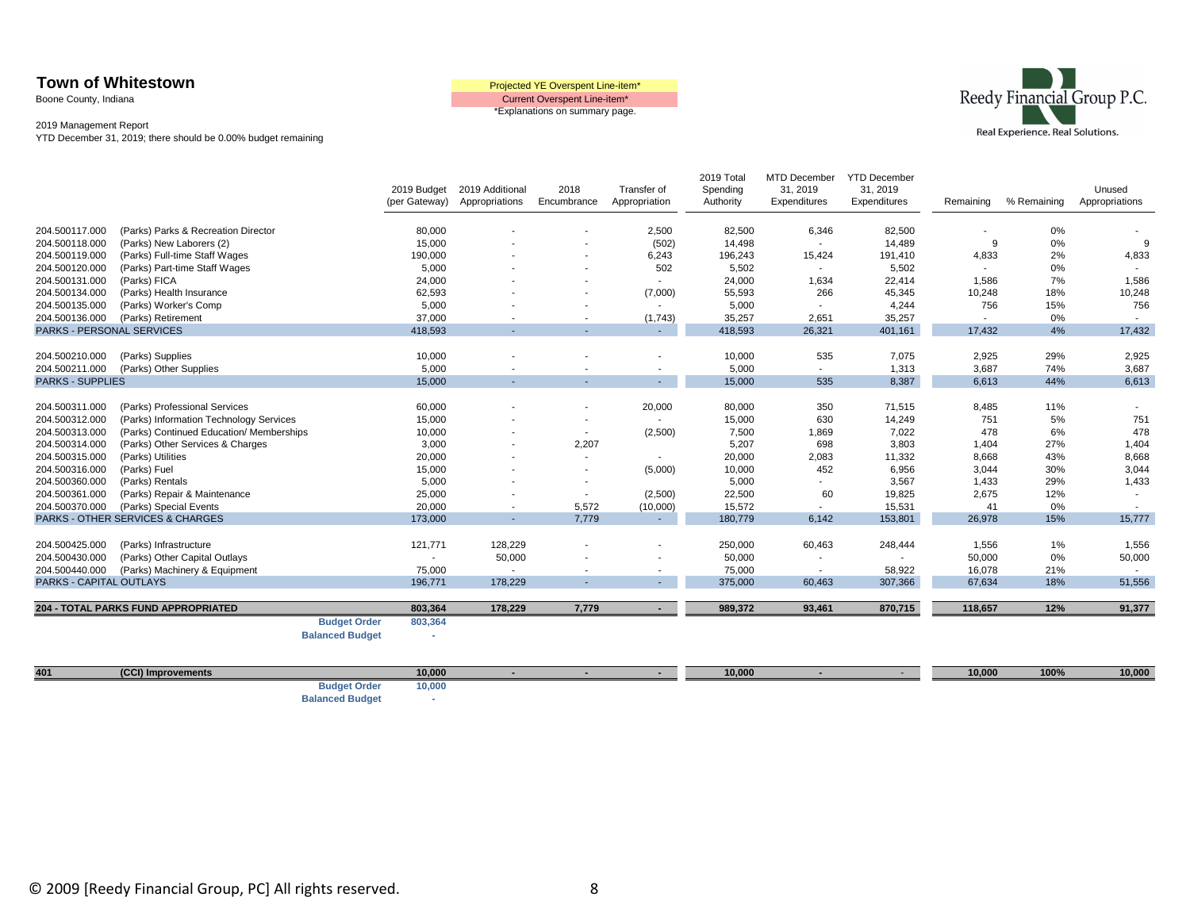**Town of Whitestown**
Boone County, Indiana

2019 Management Report
YTD December 31, 2019; there should be 0.00% budget remaining

Projected YE Overspent Line-item*
Current Overspent Line-item*
*Explanations on summary page.

Reedy Financial Group P.C.
Real Experience. Real Solutions.

| Account | Description | 2019 Budget (per Gateway) | 2019 Additional Appropriations | 2018 Encumbrance | Transfer of Appropriation | 2019 Total Spending Authority | MTD December 31, 2019 Expenditures | YTD December 31, 2019 Expenditures | Remaining | % Remaining | Unused Appropriations |
|---|---|---|---|---|---|---|---|---|---|---|---|
| 204.500117.000 | (Parks) Parks & Recreation Director | 80,000 | - | - | 2,500 | 82,500 | 6,346 | 82,500 | - | 0% | - |
| 204.500118.000 | (Parks) New Laborers (2) | 15,000 | - | - | (502) | 14,498 | - | 14,489 | 9 | 0% | 9 |
| 204.500119.000 | (Parks) Full-time Staff Wages | 190,000 | - | - | 6,243 | 196,243 | 15,424 | 191,410 | 4,833 | 2% | 4,833 |
| 204.500120.000 | (Parks) Part-time Staff Wages | 5,000 | - | - | 502 | 5,502 | - | 5,502 | - | 0% | - |
| 204.500131.000 | (Parks) FICA | 24,000 | - | - | - | 24,000 | 1,634 | 22,414 | 1,586 | 7% | 1,586 |
| 204.500134.000 | (Parks) Health Insurance | 62,593 | - | - | (7,000) | 55,593 | 266 | 45,345 | 10,248 | 18% | 10,248 |
| 204.500135.000 | (Parks) Worker's Comp | 5,000 | - | - | - | 5,000 | - | 4,244 | 756 | 15% | 756 |
| 204.500136.000 | (Parks) Retirement | 37,000 | - | - | (1,743) | 35,257 | 2,651 | 35,257 | - | 0% | - |
| PARKS - PERSONAL SERVICES | | 418,593 | - | - | - | 418,593 | 26,321 | 401,161 | 17,432 | 4% | 17,432 |
| 204.500210.000 | (Parks) Supplies | 10,000 | - | - | - | 10,000 | 535 | 7,075 | 2,925 | 29% | 2,925 |
| 204.500211.000 | (Parks) Other Supplies | 5,000 | - | - | - | 5,000 | - | 1,313 | 3,687 | 74% | 3,687 |
| PARKS - SUPPLIES | | 15,000 | - | - | - | 15,000 | 535 | 8,387 | 6,613 | 44% | 6,613 |
| 204.500311.000 | (Parks) Professional Services | 60,000 | - | - | 20,000 | 80,000 | 350 | 71,515 | 8,485 | 11% | - |
| 204.500312.000 | (Parks) Information Technology Services | 15,000 | - | - | - | 15,000 | 630 | 14,249 | 751 | 5% | 751 |
| 204.500313.000 | (Parks) Continued Education/ Memberships | 10,000 | - | - | (2,500) | 7,500 | 1,869 | 7,022 | 478 | 6% | 478 |
| 204.500314.000 | (Parks) Other Services & Charges | 3,000 | - | 2,207 | | 5,207 | 698 | 3,803 | 1,404 | 27% | 1,404 |
| 204.500315.000 | (Parks) Utilities | 20,000 | - | - | - | 20,000 | 2,083 | 11,332 | 8,668 | 43% | 8,668 |
| 204.500316.000 | (Parks) Fuel | 15,000 | - | - | (5,000) | 10,000 | 452 | 6,956 | 3,044 | 30% | 3,044 |
| 204.500360.000 | (Parks) Rentals | 5,000 | - | - | | 5,000 | - | 3,567 | 1,433 | 29% | 1,433 |
| 204.500361.000 | (Parks) Repair & Maintenance | 25,000 | - | - | (2,500) | 22,500 | 60 | 19,825 | 2,675 | 12% | - |
| 204.500370.000 | (Parks) Special Events | 20,000 | - | 5,572 | (10,000) | 15,572 | - | 15,531 | 41 | 0% | - |
| PARKS - OTHER SERVICES & CHARGES | | 173,000 | - | 7,779 | - | 180,779 | 6,142 | 153,801 | 26,978 | 15% | 15,777 |
| 204.500425.000 | (Parks) Infrastructure | 121,771 | 128,229 | - | - | 250,000 | 60,463 | 248,444 | 1,556 | 1% | 1,556 |
| 204.500430.000 | (Parks) Other Capital Outlays | - | 50,000 | - | - | 50,000 | - | - | 50,000 | 0% | 50,000 |
| 204.500440.000 | (Parks) Machinery & Equipment | 75,000 | - | - | - | 75,000 | - | 58,922 | 16,078 | 21% | - |
| PARKS - CAPITAL OUTLAYS | | 196,771 | 178,229 | - | - | 375,000 | 60,463 | 307,366 | 67,634 | 18% | 51,556 |
| **204 - TOTAL PARKS FUND APPROPRIATED** | | **803,364** | **178,229** | **7,779** | **-** | **989,372** | **93,461** | **870,715** | **118,657** | **12%** | **91,377** |
| | **Budget Order** | **803,364** | | | | | | | | | |
| | **Balanced Budget** | - | | | | | | | | | |
| **401** | **(CCI) Improvements** | **10,000** | **-** | **-** | **-** | **10,000** | **-** | **-** | **10,000** | **100%** | **10,000** |
| | **Budget Order** | **10,000** | | | | | | | | | |
| | **Balanced Budget** | - | | | | | | | | | |

© 2009 [Reedy Financial Group, PC] All rights reserved.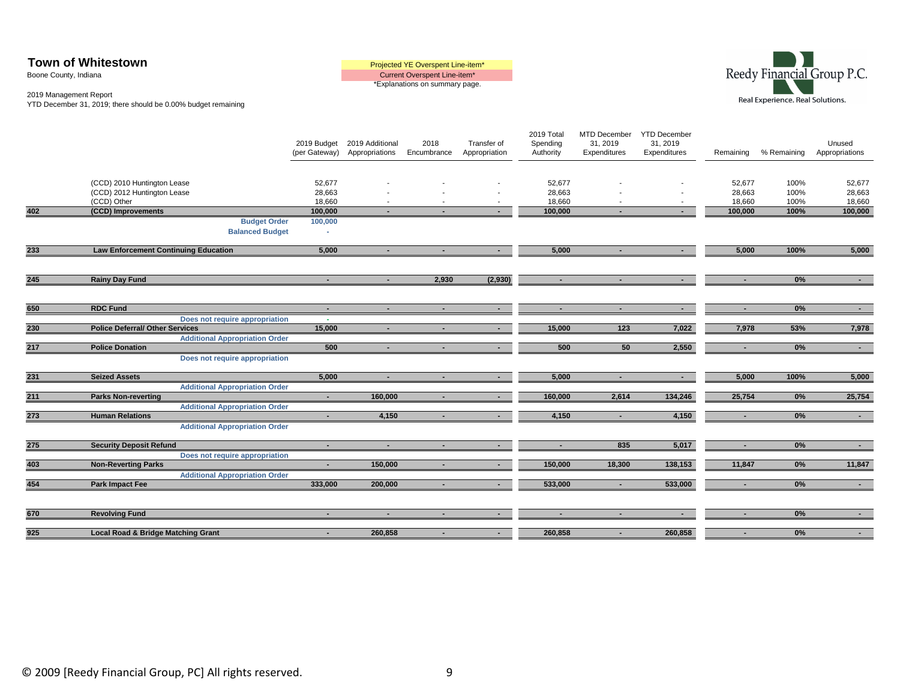# Town of Whitestown

Boone County, Indiana

2019 Management Report

YTD December 31, 2019; there should be 0.00% budget remaining

Projected YE Overspent Line-item*

Current Overspent Line-item*

*Explanations on summary page.

Reedy Financial Group P.C.

Real Experience. Real Solutions.

| | | 2019 Budget (per Gateway) | 2019 Additional Appropriations | 2018 Encumbrance | Transfer of Appropriation | 2019 Total Spending Authority | MTD December 31, 2019 Expenditures | YTD December 31, 2019 Expenditures | Remaining | % Remaining | Unused Appropriations |
|---|---|---|---|---|---|---|---|---|---|---|---|
| | (CCD) 2010 Huntington Lease | 52,677 | - | - | - | 52,677 | - | - | 52,677 | 100% | 52,677 |
| | (CCD) 2012 Huntington Lease | 28,663 | - | - | - | 28,663 | - | - | 28,663 | 100% | 28,663 |
| | (CCD) Other | 18,660 | - | - | - | 18,660 | - | - | 18,660 | 100% | 18,660 |
| **402** | **(CCD) Improvements** | **100,000** | **-** | **-** | **-** | **100,000** | **-** | **-** | **100,000** | **100%** | **100,000** |
| | **Budget Order** | **100,000** | | | | | | | | | |
| | **Balanced Budget** | - | | | | | | | | | |
| **233** | **Law Enforcement Continuing Education** | **5,000** | **-** | **-** | **-** | **5,000** | **-** | **-** | **5,000** | **100%** | **5,000** |
| **245** | **Rainy Day Fund** | **-** | **-** | **2,930** | **(2,930)** | **-** | **-** | **-** | **-** | **0%** | **-** |
| **650** | **RDC Fund** | **-** | **-** | **-** | **-** | **-** | **-** | **-** | **-** | **0%** | **-** |
| | **Does not require appropriation** | - | | | | | | | | | |
| **230** | **Police Deferral/ Other Services** | **15,000** | **-** | **-** | **-** | **15,000** | **123** | **7,022** | **7,978** | **53%** | **7,978** |
| | **Additional Appropriation Order** | | | | | | | | | | |
| **217** | **Police Donation** | **500** | **-** | **-** | **-** | **500** | **50** | **2,550** | **-** | **0%** | **-** |
| | **Does not require appropriation** | | | | | | | | | | |
| **231** | **Seized Assets** | **5,000** | **-** | **-** | **-** | **5,000** | **-** | **-** | **5,000** | **100%** | **5,000** |
| | **Additional Appropriation Order** | | | | | | | | | | |
| **211** | **Parks Non-reverting** | **-** | **160,000** | **-** | **-** | **160,000** | **2,614** | **134,246** | **25,754** | **0%** | **25,754** |
| | **Additional Appropriation Order** | | | | | | | | | | |
| **273** | **Human Relations** | **-** | **4,150** | **-** | **-** | **4,150** | **-** | **4,150** | **-** | **0%** | **-** |
| | **Additional Appropriation Order** | | | | | | | | | | |
| **275** | **Security Deposit Refund** | **-** | **-** | **-** | **-** | **-** | **835** | **5,017** | **-** | **0%** | **-** |
| | **Does not require appropriation** | | | | | | | | | | |
| **403** | **Non-Reverting Parks** | **-** | **150,000** | **-** | **-** | **150,000** | **18,300** | **138,153** | **11,847** | **0%** | **11,847** |
| | **Additional Appropriation Order** | | | | | | | | | | |
| **454** | **Park Impact Fee** | **333,000** | **200,000** | **-** | **-** | **533,000** | **-** | **533,000** | **-** | **0%** | **-** |
| **670** | **Revolving Fund** | **-** | **-** | **-** | **-** | **-** | **-** | **-** | **-** | **0%** | **-** |
| **925** | **Local Road & Bridge Matching Grant** | **-** | **260,858** | **-** | **-** | **260,858** | **-** | **260,858** | **-** | **0%** | **-** |

© 2009 [Reedy Financial Group, PC] All rights reserved.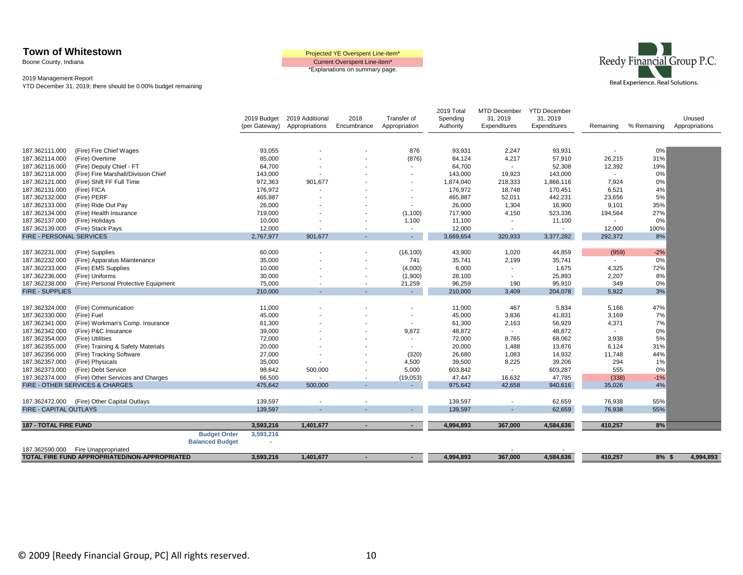# Town of Whitestown

Boone County, Indiana

2019 Management Report

YTD December 31, 2019; there should be 0.00% budget remaining

Projected YE Overspent Line-item*

Current Overspent Line-item*

*Explanations on summary page.

Reedy Financial Group P.C.

Real Experience. Real Solutions.

| Account | Description | 2019 Budget (per Gateway) | 2019 Additional Appropriations | 2018 Encumbrance | Transfer of Appropriation | 2019 Total Spending Authority | MTD December 31, 2019 Expenditures | YTD December 31, 2019 Expenditures | Remaining | % Remaining | Unused Appropriations |
|---|---|---|---|---|---|---|---|---|---|---|---|
| 187.362111.000 | (Fire) Fire Chief Wages | 93,055 | - | - | 876 | 93,931 | 2,247 | 93,931 | - | 0% | |
| 187.362114.000 | (Fire) Overtime | 85,000 | - | - | (876) | 84,124 | 4,217 | 57,910 | 26,215 | 31% | |
| 187.362116.000 | (Fire) Deputy Chief - FT | 64,700 | - | - | - | 64,700 | - | 52,308 | 12,392 | 19% | |
| 187.362118.000 | (Fire) Fire Marshall/Division Chief | 143,000 | - | - | - | 143,000 | 19,923 | 143,000 | - | 0% | |
| 187.362121.000 | (Fire) Shift FF Full Time | 972,363 | 901,677 | - | - | 1,874,040 | 218,333 | 1,866,116 | 7,924 | 0% | |
| 187.362131.000 | (Fire) FICA | 176,972 | - | - | - | 176,972 | 18,748 | 170,451 | 6,521 | 4% | |
| 187.362132.000 | (Fire) PERF | 465,887 | - | - | - | 465,887 | 52,011 | 442,231 | 23,656 | 5% | |
| 187.362133.000 | (Fire) Ride Out Pay | 26,000 | - | - | - | 26,000 | 1,304 | 16,900 | 9,101 | 35% | |
| 187.362134.000 | (Fire) Health Insurance | 719,000 | - | - | (1,100) | 717,900 | 4,150 | 523,336 | 194,564 | 27% | |
| 187.362137.000 | (Fire) Holidays | 10,000 | - | - | 1,100 | 11,100 | - | 11,100 | - | 0% | |
| 187.362139.000 | (Fire) Stack Pays | 12,000 | - | - | - | 12,000 | - | - | 12,000 | 100% | |
| FIRE - PERSONAL SERVICES | | 2,767,977 | 901,677 | - | - | 3,669,654 | 320,933 | 3,377,282 | 292,372 | 8% | |
| 187.362231.000 | (Fire) Supplies | 60,000 | - | - | (16,100) | 43,900 | 1,020 | 44,859 | (959) | -2% | |
| 187.362232.000 | (Fire) Apparatus Maintenance | 35,000 | - | - | 741 | 35,741 | 2,199 | 35,741 | - | 0% | |
| 187.362233.000 | (Fire) EMS Supplies | 10,000 | - | - | (4,000) | 6,000 | - | 1,675 | 4,325 | 72% | |
| 187.362236.000 | (Fire) Uniforms | 30,000 | - | - | (1,900) | 28,100 | - | 25,893 | 2,207 | 8% | |
| 187.362238.000 | (Fire) Personal Protective Equipment | 75,000 | - | - | 21,259 | 96,259 | 190 | 95,910 | 349 | 0% | |
| FIRE - SUPPLIES | | 210,000 | - | - | - | 210,000 | 3,409 | 204,078 | 5,922 | 3% | |
| 187.362324.000 | (Fire) Communication | 11,000 | - | - | - | 11,000 | 467 | 5,834 | 5,166 | 47% | |
| 187.362330.000 | (Fire) Fuel | 45,000 | - | - | - | 45,000 | 3,836 | 41,831 | 3,169 | 7% | |
| 187.362341.000 | (Fire) Workman's Comp. Insurance | 61,300 | - | - | - | 61,300 | 2,163 | 56,929 | 4,371 | 7% | |
| 187.362342.000 | (Fire) P&C Insurance | 39,000 | - | - | 9,872 | 48,872 | - | 48,872 | - | 0% | |
| 187.362354.000 | (Fire) Utilities | 72,000 | - | - | - | 72,000 | 8,765 | 68,062 | 3,938 | 5% | |
| 187.362355.000 | (Fire) Training & Safety Materials | 20,000 | - | - | - | 20,000 | 1,488 | 13,876 | 6,124 | 31% | |
| 187.362356.000 | (Fire) Tracking Software | 27,000 | - | - | (320) | 26,680 | 1,083 | 14,932 | 11,748 | 44% | |
| 187.362357.000 | (Fire) Physicals | 35,000 | - | - | 4,500 | 39,500 | 8,225 | 39,206 | 294 | 1% | |
| 187.362373.000 | (Fire) Debt Service | 98,842 | 500,000 | - | 5,000 | 603,842 | - | 603,287 | 555 | 0% | |
| 187.362374.000 | (Fire) Other Services and Charges | 66,500 | - | - | (19,053) | 47,447 | 16,632 | 47,785 | (338) | -1% | |
| FIRE - OTHER SERVICES & CHARGES | | 475,642 | 500,000 | - | - | 975,642 | 42,658 | 940,616 | 35,026 | 4% | |
| 187.362472.000 | (Fire) Other Capital Outlays | 139,597 | - | - | | 139,597 | - | 62,659 | 76,938 | 55% | |
| FIRE - CAPITAL OUTLAYS | | 139,597 | - | - | - | 139,597 | - | 62,659 | 76,938 | 55% | |
| **187 - TOTAL FIRE FUND** | | **3,593,216** | **1,401,677** | **-** | **-** | **4,994,893** | **367,000** | **4,584,636** | **410,257** | **8%** | |
| | **Budget Order** | **3,593,216** | | | | | | | | | |
| | **Balanced Budget** | - | | | | | | | | | |
| 187.362590.000 | Fire Unappropriated | | | | | | - | - | | | |
| **TOTAL FIRE FUND APPROPRIATED/NON-APPROPRIATED** | | **3,593,216** | **1,401,677** | **-** | **-** | **4,994,893** | **367,000** | **4,584,636** | **410,257** | **8%** | **$ 4,994,893** |

© 2009 [Reedy Financial Group, PC] All rights reserved.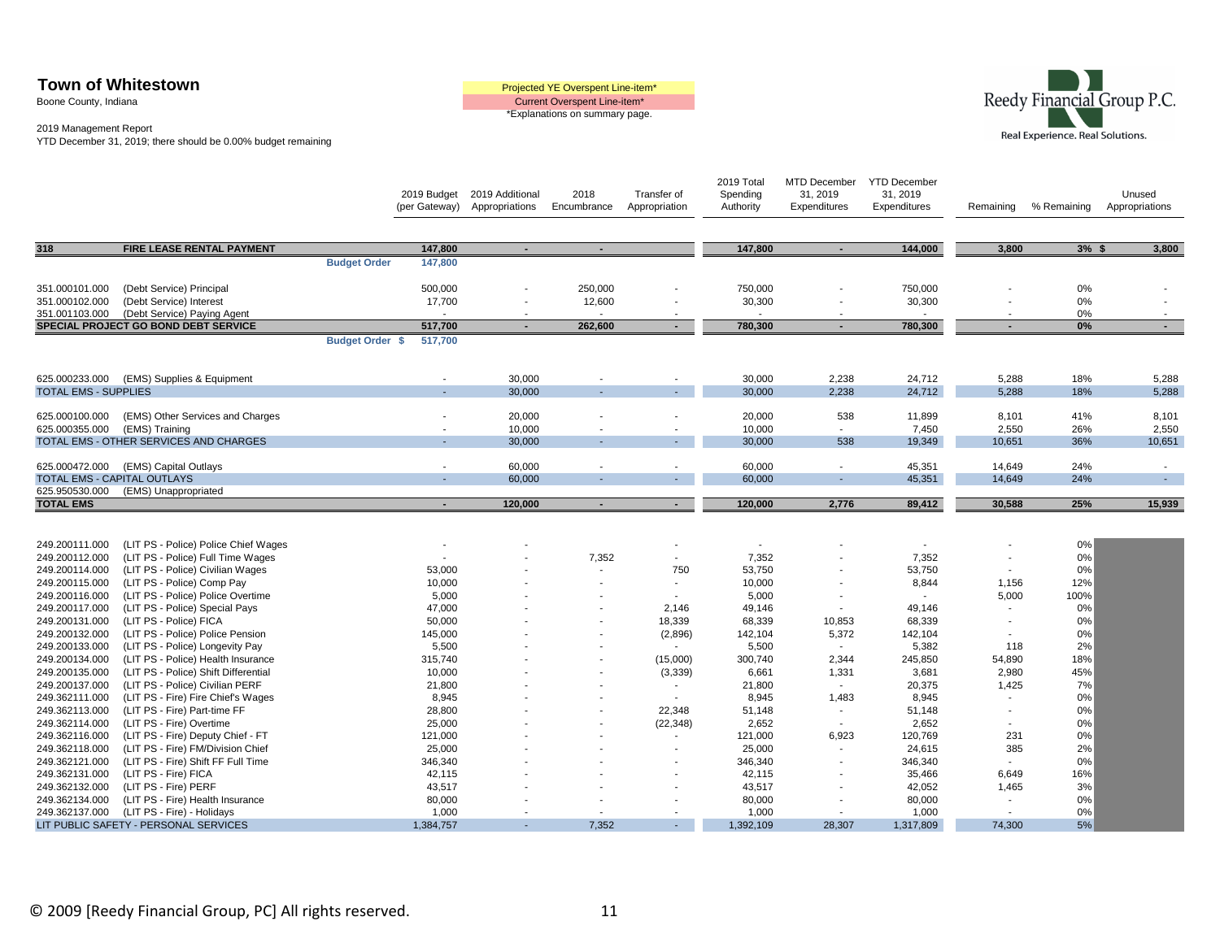# Town of Whitestown

Boone County, Indiana

2019 Management Report

YTD December 31, 2019; there should be 0.00% budget remaining

Projected YE Overspent Line-item*

Current Overspent Line-item*

*Explanations on summary page.

Reedy Financial Group P.C.
Real Experience. Real Solutions.

| Account | Description | 2019 Budget (per Gateway) | 2019 Additional Appropriations | 2018 Encumbrance | Transfer of Appropriation | 2019 Total Spending Authority | MTD December 31, 2019 Expenditures | YTD December 31, 2019 Expenditures | Remaining | % Remaining | Unused Appropriations |
|---|---|---|---|---|---|---|---|---|---|---|---|
| **318** | **FIRE LEASE RENTAL PAYMENT** | **147,800** | **-** | **-** | | **147,800** | **-** | **144,000** | **3,800** | **3%** | **$ 3,800** |
| | **Budget Order** | **147,800** | | | | | | | | | |
| 351.000101.000 | (Debt Service) Principal | 500,000 | - | 250,000 | - | 750,000 | - | 750,000 | - | 0% | - |
| 351.000102.000 | (Debt Service) Interest | 17,700 | - | 12,600 | - | 30,300 | - | 30,300 | - | 0% | - |
| 351.001103.000 | (Debt Service) Paying Agent | - | - | - | - | - | - | - | - | 0% | - |
| **SPECIAL PROJECT GO BOND DEBT SERVICE** | | **517,700** | **-** | **262,600** | **-** | **780,300** | **-** | **780,300** | **-** | **0%** | **-** |
| | **Budget Order $** | **517,700** | | | | | | | | | |
| 625.000233.000 | (EMS) Supplies & Equipment | - | 30,000 | - | - | 30,000 | 2,238 | 24,712 | 5,288 | 18% | 5,288 |
| TOTAL EMS - SUPPLIES | | - | 30,000 | - | - | 30,000 | 2,238 | 24,712 | 5,288 | 18% | 5,288 |
| 625.000100.000 | (EMS) Other Services and Charges | - | 20,000 | - | - | 20,000 | 538 | 11,899 | 8,101 | 41% | 8,101 |
| 625.000355.000 | (EMS) Training | - | 10,000 | - | - | 10,000 | - | 7,450 | 2,550 | 26% | 2,550 |
| TOTAL EMS - OTHER SERVICES AND CHARGES | | - | 30,000 | - | - | 30,000 | 538 | 19,349 | 10,651 | 36% | 10,651 |
| 625.000472.000 | (EMS) Capital Outlays | - | 60,000 | - | - | 60,000 | - | 45,351 | 14,649 | 24% | - |
| TOTAL EMS - CAPITAL OUTLAYS | | - | 60,000 | - | - | 60,000 | - | 45,351 | 14,649 | 24% | - |
| 625.950530.000 | (EMS) Unappropriated | | | | | | | | | | |
| **TOTAL EMS** | | **-** | **120,000** | **-** | **-** | **120,000** | **2,776** | **89,412** | **30,588** | **25%** | **15,939** |
| 249.200111.000 | (LIT PS - Police) Police Chief Wages | - | - | - | - | - | - | - | - | 0% | |
| 249.200112.000 | (LIT PS - Police) Full Time Wages | - | - | 7,352 | - | 7,352 | - | 7,352 | - | 0% | |
| 249.200114.000 | (LIT PS - Police) Civilian Wages | 53,000 | - | - | 750 | 53,750 | - | 53,750 | - | 0% | |
| 249.200115.000 | (LIT PS - Police) Comp Pay | 10,000 | - | - | - | 10,000 | - | 8,844 | 1,156 | 12% | |
| 249.200116.000 | (LIT PS - Police) Police Overtime | 5,000 | - | - | - | 5,000 | - | - | 5,000 | 100% | |
| 249.200117.000 | (LIT PS - Police) Special Pays | 47,000 | - | - | 2,146 | 49,146 | - | 49,146 | - | 0% | |
| 249.200131.000 | (LIT PS - Police) FICA | 50,000 | - | - | 18,339 | 68,339 | 10,853 | 68,339 | - | 0% | |
| 249.200132.000 | (LIT PS - Police) Police Pension | 145,000 | - | - | (2,896) | 142,104 | 5,372 | 142,104 | - | 0% | |
| 249.200133.000 | (LIT PS - Police) Longevity Pay | 5,500 | - | - | - | 5,500 | - | 5,382 | 118 | 2% | |
| 249.200134.000 | (LIT PS - Police) Health Insurance | 315,740 | - | - | (15,000) | 300,740 | 2,344 | 245,850 | 54,890 | 18% | |
| 249.200135.000 | (LIT PS - Police) Shift Differential | 10,000 | - | - | (3,339) | 6,661 | 1,331 | 3,681 | 2,980 | 45% | |
| 249.200137.000 | (LIT PS - Police) Civilian PERF | 21,800 | - | - | - | 21,800 | - | 20,375 | 1,425 | 7% | |
| 249.362111.000 | (LIT PS - Fire) Fire Chief's Wages | 8,945 | - | - | - | 8,945 | 1,483 | 8,945 | - | 0% | |
| 249.362113.000 | (LIT PS - Fire) Part-time FF | 28,800 | - | - | 22,348 | 51,148 | - | 51,148 | - | 0% | |
| 249.362114.000 | (LIT PS - Fire) Overtime | 25,000 | - | - | (22,348) | 2,652 | - | 2,652 | - | 0% | |
| 249.362116.000 | (LIT PS - Fire) Deputy Chief - FT | 121,000 | - | - | - | 121,000 | 6,923 | 120,769 | 231 | 0% | |
| 249.362118.000 | (LIT PS - Fire) FM/Division Chief | 25,000 | - | - | - | 25,000 | - | 24,615 | 385 | 2% | |
| 249.362121.000 | (LIT PS - Fire) Shift FF Full Time | 346,340 | - | - | - | 346,340 | - | 346,340 | - | 0% | |
| 249.362131.000 | (LIT PS - Fire) FICA | 42,115 | - | - | - | 42,115 | - | 35,466 | 6,649 | 16% | |
| 249.362132.000 | (LIT PS - Fire) PERF | 43,517 | - | - | - | 43,517 | - | 42,052 | 1,465 | 3% | |
| 249.362134.000 | (LIT PS - Fire) Health Insurance | 80,000 | - | - | - | 80,000 | - | 80,000 | - | 0% | |
| 249.362137.000 | (LIT PS - Fire) - Holidays | 1,000 | - | - | - | 1,000 | - | 1,000 | - | 0% | |
| LIT PUBLIC SAFETY - PERSONAL SERVICES | | 1,384,757 | - | 7,352 | - | 1,392,109 | 28,307 | 1,317,809 | 74,300 | 5% | |

© 2009 [Reedy Financial Group, PC] All rights reserved.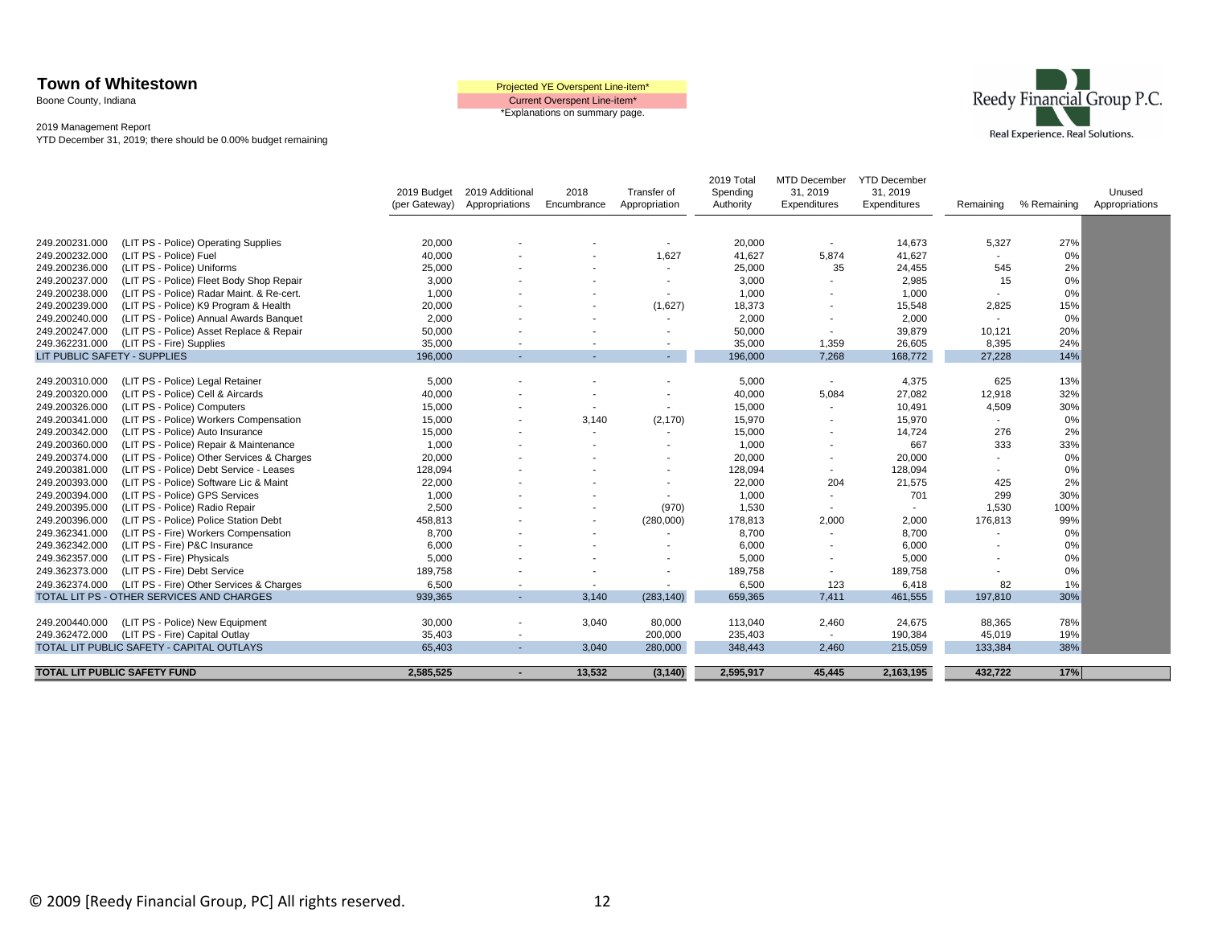**Town of Whitestown**
Boone County, Indiana

2019 Management Report
YTD December 31, 2019; there should be 0.00% budget remaining

Projected YE Overspent Line-item*
Current Overspent Line-item*
*Explanations on summary page.

Reedy Financial Group P.C.
Real Experience. Real Solutions.

| Account | Description | 2019 Budget (per Gateway) | 2019 Additional Appropriations | 2018 Encumbrance | Transfer of Appropriation | 2019 Total Spending Authority | MTD December 31, 2019 Expenditures | YTD December 31, 2019 Expenditures | Remaining | % Remaining | Unused Appropriations |
|---|---|---|---|---|---|---|---|---|---|---|---|
| 249.200231.000 | (LIT PS - Police) Operating Supplies | 20,000 | - | - | - | 20,000 | - | 14,673 | 5,327 | 27% | |
| 249.200232.000 | (LIT PS - Police) Fuel | 40,000 | - | - | 1,627 | 41,627 | 5,874 | 41,627 | - | 0% | |
| 249.200236.000 | (LIT PS - Police) Uniforms | 25,000 | - | - | - | 25,000 | 35 | 24,455 | 545 | 2% | |
| 249.200237.000 | (LIT PS - Police) Fleet Body Shop Repair | 3,000 | - | - | - | 3,000 | - | 2,985 | 15 | 0% | |
| 249.200238.000 | (LIT PS - Police) Radar Maint. & Re-cert. | 1,000 | - | - | - | 1,000 | - | 1,000 | - | 0% | |
| 249.200239.000 | (LIT PS - Police) K9 Program & Health | 20,000 | - | - | (1,627) | 18,373 | - | 15,548 | 2,825 | 15% | |
| 249.200240.000 | (LIT PS - Police) Annual Awards Banquet | 2,000 | - | - | - | 2,000 | - | 2,000 | - | 0% | |
| 249.200247.000 | (LIT PS - Police) Asset Replace & Repair | 50,000 | - | - | - | 50,000 | - | 39,879 | 10,121 | 20% | |
| 249.362231.000 | (LIT PS - Fire) Supplies | 35,000 | - | - | - | 35,000 | 1,359 | 26,605 | 8,395 | 24% | |
| LIT PUBLIC SAFETY - SUPPLIES | | 196,000 | - | - | - | 196,000 | 7,268 | 168,772 | 27,228 | 14% | |
| 249.200310.000 | (LIT PS - Police) Legal Retainer | 5,000 | - | - | - | 5,000 | - | 4,375 | 625 | 13% | |
| 249.200320.000 | (LIT PS - Police) Cell & Aircards | 40,000 | - | - | - | 40,000 | 5,084 | 27,082 | 12,918 | 32% | |
| 249.200326.000 | (LIT PS - Police) Computers | 15,000 | - | - | - | 15,000 | - | 10,491 | 4,509 | 30% | |
| 249.200341.000 | (LIT PS - Police) Workers Compensation | 15,000 | - | 3,140 | (2,170) | 15,970 | - | 15,970 | - | 0% | |
| 249.200342.000 | (LIT PS - Police) Auto Insurance | 15,000 | - | - | - | 15,000 | - | 14,724 | 276 | 2% | |
| 249.200360.000 | (LIT PS - Police) Repair & Maintenance | 1,000 | - | - | - | 1,000 | - | 667 | 333 | 33% | |
| 249.200374.000 | (LIT PS - Police) Other Services & Charges | 20,000 | - | - | - | 20,000 | - | 20,000 | - | 0% | |
| 249.200381.000 | (LIT PS - Police) Debt Service - Leases | 128,094 | - | - | - | 128,094 | - | 128,094 | - | 0% | |
| 249.200393.000 | (LIT PS - Police) Software Lic & Maint | 22,000 | - | - | - | 22,000 | 204 | 21,575 | 425 | 2% | |
| 249.200394.000 | (LIT PS - Police) GPS Services | 1,000 | - | - | - | 1,000 | - | 701 | 299 | 30% | |
| 249.200395.000 | (LIT PS - Police) Radio Repair | 2,500 | - | - | (970) | 1,530 | - | - | 1,530 | 100% | |
| 249.200396.000 | (LIT PS - Police) Police Station Debt | 458,813 | - | - | (280,000) | 178,813 | 2,000 | 2,000 | 176,813 | 99% | |
| 249.362341.000 | (LIT PS - Fire) Workers Compensation | 8,700 | - | - | - | 8,700 | - | 8,700 | - | 0% | |
| 249.362342.000 | (LIT PS - Fire) P&C Insurance | 6,000 | - | - | - | 6,000 | - | 6,000 | - | 0% | |
| 249.362357.000 | (LIT PS - Fire) Physicals | 5,000 | - | - | - | 5,000 | - | 5,000 | - | 0% | |
| 249.362373.000 | (LIT PS - Fire) Debt Service | 189,758 | - | - | - | 189,758 | - | 189,758 | - | 0% | |
| 249.362374.000 | (LIT PS - Fire) Other Services & Charges | 6,500 | - | - | - | 6,500 | 123 | 6,418 | 82 | 1% | |
| TOTAL LIT PS - OTHER SERVICES AND CHARGES | | 939,365 | - | 3,140 | (283,140) | 659,365 | 7,411 | 461,555 | 197,810 | 30% | |
| 249.200440.000 | (LIT PS - Police) New Equipment | 30,000 | - | 3,040 | 80,000 | 113,040 | 2,460 | 24,675 | 88,365 | 78% | |
| 249.362472.000 | (LIT PS - Fire) Capital Outlay | 35,403 | - | | 200,000 | 235,403 | - | 190,384 | 45,019 | 19% | |
| TOTAL LIT PUBLIC SAFETY - CAPITAL OUTLAYS | | 65,403 | - | 3,040 | 280,000 | 348,443 | 2,460 | 215,059 | 133,384 | 38% | |
| **TOTAL LIT PUBLIC SAFETY FUND** | | **2,585,525** | **-** | **13,532** | **(3,140)** | **2,595,917** | **45,445** | **2,163,195** | **432,722** | **17%** | |

© 2009 [Reedy Financial Group, PC] All rights reserved.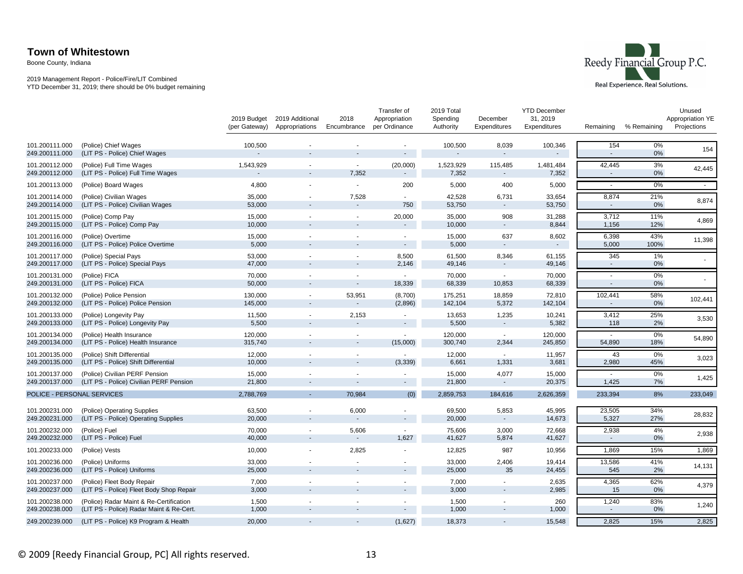**Town of Whitestown**

Boone County, Indiana

2019 Management Report - Police/Fire/LIT Combined
YTD December 31, 2019; there should be 0% budget remaining

Reedy Financial Group P.C.
Real Experience. Real Solutions.

| Account | Description | 2019 Budget (per Gateway) | 2019 Additional Appropriations | 2018 Encumbrance | Transfer of Appropriation per Ordinance | 2019 Total Spending Authority | December Expenditures | YTD December 31, 2019 Expenditures | Remaining | % Remaining | Unused Appropriation YE Projections |
|---|---|---|---|---|---|---|---|---|---|---|---|
| 101.200111.000 | (Police) Chief Wages | 100,500 | - | - | - | 100,500 | 8,039 | 100,346 | 154 | 0% | 154 |
| 249.200111.000 | (LIT PS - Police) Chief Wages | - | - | - | - | - | - | - | - | 0% | |
| 101.200112.000 | (Police) Full Time Wages | 1,543,929 | - | - | (20,000) | 1,523,929 | 115,485 | 1,481,484 | 42,445 | 3% | 42,445 |
| 249.200112.000 | (LIT PS - Police) Full Time Wages | - | - | 7,352 | - | 7,352 | - | 7,352 | - | 0% | |
| 101.200113.000 | (Police) Board Wages | 4,800 | - | - | 200 | 5,000 | 400 | 5,000 | - | 0% | - |
| 101.200114.000 | (Police) Civilian Wages | 35,000 | - | 7,528 | - | 42,528 | 6,731 | 33,654 | 8,874 | 21% | 8,874 |
| 249.200114.000 | (LIT PS - Police) Civilian Wages | 53,000 | - | - | 750 | 53,750 | - | 53,750 | - | 0% | |
| 101.200115.000 | (Police) Comp Pay | 15,000 | - | - | 20,000 | 35,000 | 908 | 31,288 | 3,712 | 11% | 4,869 |
| 249.200115.000 | (LIT PS - Police) Comp Pay | 10,000 | - | - | - | 10,000 | - | 8,844 | 1,156 | 12% | |
| 101.200116.000 | (Police) Overtime | 15,000 | - | - | - | 15,000 | 637 | 8,602 | 6,398 | 43% | 11,398 |
| 249.200116.000 | (LIT PS - Police) Police Overtime | 5,000 | - | - | - | 5,000 | - | - | 5,000 | 100% | |
| 101.200117.000 | (Police) Special Pays | 53,000 | - | - | 8,500 | 61,500 | 8,346 | 61,155 | 345 | 1% | - |
| 249.200117.000 | (LIT PS - Police) Special Pays | 47,000 | - | - | 2,146 | 49,146 | - | 49,146 | - | 0% | |
| 101.200131.000 | (Police) FICA | 70,000 | - | - | - | 70,000 | - | 70,000 | - | 0% | - |
| 249.200131.000 | (LIT PS - Police) FICA | 50,000 | - | - | 18,339 | 68,339 | 10,853 | 68,339 | - | 0% | |
| 101.200132.000 | (Police) Police Pension | 130,000 | - | 53,951 | (8,700) | 175,251 | 18,859 | 72,810 | 102,441 | 58% | 102,441 |
| 249.200132.000 | (LIT PS - Police) Police Pension | 145,000 | - | - | (2,896) | 142,104 | 5,372 | 142,104 | - | 0% | |
| 101.200133.000 | (Police) Longevity Pay | 11,500 | - | 2,153 | - | 13,653 | 1,235 | 10,241 | 3,412 | 25% | 3,530 |
| 249.200133.000 | (LIT PS - Police) Longevity Pay | 5,500 | - | - | - | 5,500 | - | 5,382 | 118 | 2% | |
| 101.200134.000 | (Police) Health Insurance | 120,000 | - | - | - | 120,000 | - | 120,000 | - | 0% | 54,890 |
| 249.200134.000 | (LIT PS - Police) Health Insurance | 315,740 | - | - | (15,000) | 300,740 | 2,344 | 245,850 | 54,890 | 18% | |
| 101.200135.000 | (Police) Shift Differential | 12,000 | - | - | - | 12,000 | - | 11,957 | 43 | 0% | 3,023 |
| 249.200135.000 | (LIT PS - Police) Shift Differential | 10,000 | - | - | (3,339) | 6,661 | 1,331 | 3,681 | 2,980 | 45% | |
| 101.200137.000 | (Police) Civilian PERF Pension | 15,000 | - | - | - | 15,000 | 4,077 | 15,000 | - | 0% | 1,425 |
| 249.200137.000 | (LIT PS - Police) Civilian PERF Pension | 21,800 | - | - | - | 21,800 | - | 20,375 | 1,425 | 7% | |
| POLICE - PERSONAL SERVICES | | 2,788,769 | - | 70,984 | (0) | 2,859,753 | 184,616 | 2,626,359 | 233,394 | 8% | 233,049 |
| 101.200231.000 | (Police) Operating Supplies | 63,500 | - | 6,000 | - | 69,500 | 5,853 | 45,995 | 23,505 | 34% | 28,832 |
| 249.200231.000 | (LIT PS - Police) Operating Supplies | 20,000 | - | - | - | 20,000 | - | 14,673 | 5,327 | 27% | |
| 101.200232.000 | (Police) Fuel | 70,000 | - | 5,606 | - | 75,606 | 3,000 | 72,668 | 2,938 | 4% | 2,938 |
| 249.200232.000 | (LIT PS - Police) Fuel | 40,000 | - | - | 1,627 | 41,627 | 5,874 | 41,627 | - | 0% | |
| 101.200233.000 | (Police) Vests | 10,000 | - | 2,825 | - | 12,825 | 987 | 10,956 | 1,869 | 15% | 1,869 |
| 101.200236.000 | (Police) Uniforms | 33,000 | - | - | - | 33,000 | 2,406 | 19,414 | 13,586 | 41% | 14,131 |
| 249.200236.000 | (LIT PS - Police) Uniforms | 25,000 | - | - | - | 25,000 | 35 | 24,455 | 545 | 2% | |
| 101.200237.000 | (Police) Fleet Body Repair | 7,000 | - | - | - | 7,000 | - | 2,635 | 4,365 | 62% | 4,379 |
| 249.200237.000 | (LIT PS - Police) Fleet Body Shop Repair | 3,000 | - | - | - | 3,000 | - | 2,985 | 15 | 0% | |
| 101.200238.000 | (Police) Radar Maint & Re-Certification | 1,500 | - | - | - | 1,500 | - | 260 | 1,240 | 83% | 1,240 |
| 249.200238.000 | (LIT PS - Police) Radar Maint & Re-Cert. | 1,000 | - | - | - | 1,000 | - | 1,000 | - | 0% | |
| 249.200239.000 | (LIT PS - Police) K9 Program & Health | 20,000 | - | - | (1,627) | 18,373 | - | 15,548 | 2,825 | 15% | 2,825 |

© 2009 [Reedy Financial Group, PC] All rights reserved.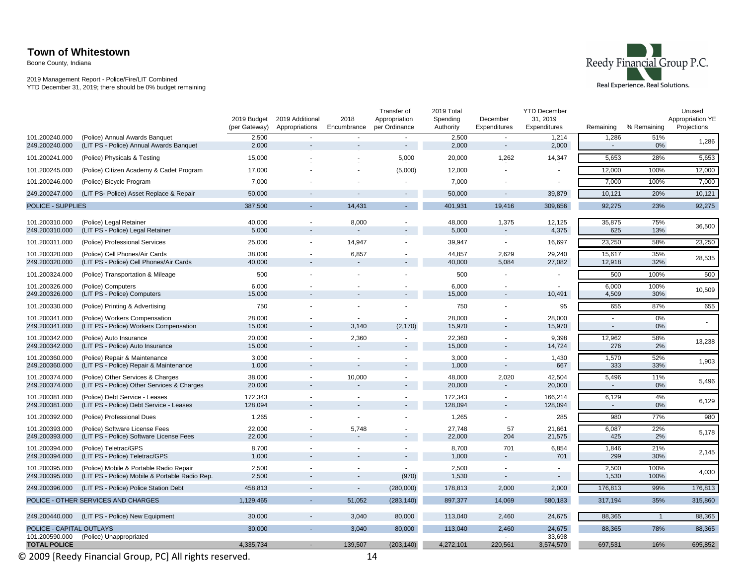# Town of Whitestown

Boone County, Indiana

2019 Management Report - Police/Fire/LIT Combined
YTD December 31, 2019; there should be 0% budget remaining

| | | 2019 Budget (per Gateway) | 2019 Additional Appropriations | 2018 Encumbrance | Transfer of Appropriation per Ordinance | 2019 Total Spending Authority | December Expenditures | YTD December 31, 2019 Expenditures | Remaining | % Remaining | Unused Appropriation YE Projections |
|---|---|---|---|---|---|---|---|---|---|---|---|
| 101.200240.000 | (Police) Annual Awards Banquet | 2,500 | - | - | - | 2,500 | - | 1,214 | 1,286 | 51% | 1,286 |
| 249.200240.000 | (LIT PS - Police) Annual Awards Banquet | 2,000 | - | - | - | 2,000 | - | 2,000 | - | 0% | |
| 101.200241.000 | (Police) Physicals & Testing | 15,000 | - | - | 5,000 | 20,000 | 1,262 | 14,347 | 5,653 | 28% | 5,653 |
| 101.200245.000 | (Police) Citizen Academy & Cadet Program | 17,000 | - | - | (5,000) | 12,000 | - | - | 12,000 | 100% | 12,000 |
| 101.200246.000 | (Police) Bicycle Program | 7,000 | - | - | - | 7,000 | - | - | 7,000 | 100% | 7,000 |
| 249.200247.000 | (LIT PS- Police) Asset Replace & Repair | 50,000 | - | - | - | 50,000 | - | 39,879 | 10,121 | 20% | 10,121 |
| POLICE - SUPPLIES | | 387,500 | - | 14,431 | - | 401,931 | 19,416 | 309,656 | 92,275 | 23% | 92,275 |
| 101.200310.000 | (Police) Legal Retainer | 40,000 | - | 8,000 | - | 48,000 | 1,375 | 12,125 | 35,875 | 75% | 36,500 |
| 249.200310.000 | (LIT PS - Police) Legal Retainer | 5,000 | - | - | - | 5,000 | - | 4,375 | 625 | 13% | |
| 101.200311.000 | (Police) Professional Services | 25,000 | - | 14,947 | - | 39,947 | - | 16,697 | 23,250 | 58% | 23,250 |
| 101.200320.000 | (Police) Cell Phones/Air Cards | 38,000 | - | 6,857 | - | 44,857 | 2,629 | 29,240 | 15,617 | 35% | 28,535 |
| 249.200320.000 | (LIT PS - Police) Cell Phones/Air Cards | 40,000 | - | - | - | 40,000 | 5,084 | 27,082 | 12,918 | 32% | |
| 101.200324.000 | (Police) Transportation & Mileage | 500 | - | - | - | 500 | - | - | 500 | 100% | 500 |
| 101.200326.000 | (Police) Computers | 6,000 | - | - | - | 6,000 | - | - | 6,000 | 100% | 10,509 |
| 249.200326.000 | (LIT PS - Police) Computers | 15,000 | - | - | - | 15,000 | - | 10,491 | 4,509 | 30% | |
| 101.200330.000 | (Police) Printing & Advertising | 750 | - | - | - | 750 | - | 95 | 655 | 87% | 655 |
| 101.200341.000 | (Police) Workers Compensation | 28,000 | - | - | - | 28,000 | - | 28,000 | - | 0% | - |
| 249.200341.000 | (LIT PS - Police) Workers Compensation | 15,000 | - | 3,140 | (2,170) | 15,970 | - | 15,970 | - | 0% | |
| 101.200342.000 | (Police) Auto Insurance | 20,000 | - | 2,360 | - | 22,360 | - | 9,398 | 12,962 | 58% | 13,238 |
| 249.200342.000 | (LIT PS - Police) Auto Insurance | 15,000 | - | - | - | 15,000 | - | 14,724 | 276 | 2% | |
| 101.200360.000 | (Police) Repair & Maintenance | 3,000 | - | - | - | 3,000 | - | 1,430 | 1,570 | 52% | 1,903 |
| 249.200360.000 | (LIT PS - Police) Repair & Maintenance | 1,000 | - | - | - | 1,000 | - | 667 | 333 | 33% | |
| 101.200374.000 | (Police) Other Services & Charges | 38,000 | - | 10,000 | - | 48,000 | 2,020 | 42,504 | 5,496 | 11% | 5,496 |
| 249.200374.000 | (LIT PS - Police) Other Services & Charges | 20,000 | - | - | - | 20,000 | - | 20,000 | - | 0% | |
| 101.200381.000 | (Police) Debt Service - Leases | 172,343 | - | - | - | 172,343 | - | 166,214 | 6,129 | 4% | 6,129 |
| 249.200381.000 | (LIT PS - Police) Debt Service - Leases | 128,094 | - | - | - | 128,094 | - | 128,094 | - | 0% | |
| 101.200392.000 | (Police) Professional Dues | 1,265 | - | - | - | 1,265 | - | 285 | 980 | 77% | 980 |
| 101.200393.000 | (Police) Software License Fees | 22,000 | - | 5,748 | - | 27,748 | 57 | 21,661 | 6,087 | 22% | 5,178 |
| 249.200393.000 | (LIT PS - Police) Software License Fees | 22,000 | - | - | - | 22,000 | 204 | 21,575 | 425 | 2% | |
| 101.200394.000 | (Police) Teletrac/GPS | 8,700 | - | - | - | 8,700 | 701 | 6,854 | 1,846 | 21% | 2,145 |
| 249.200394.000 | (LIT PS - Police) Teletrac/GPS | 1,000 | - | - | - | 1,000 | - | 701 | 299 | 30% | |
| 101.200395.000 | (Police) Mobile & Portable Radio Repair | 2,500 | - | - | - | 2,500 | - | - | 2,500 | 100% | 4,030 |
| 249.200395.000 | (LIT PS - Police) Mobile & Portable Radio Rep. | 2,500 | - | - | (970) | 1,530 | - | - | 1,530 | 100% | |
| 249.200396.000 | (LIT PS - Police) Police Station Debt | 458,813 | - | - | (280,000) | 178,813 | 2,000 | 2,000 | 176,813 | 99% | 176,813 |
| POLICE - OTHER SERVICES AND CHARGES | | 1,129,465 | - | 51,052 | (283,140) | 897,377 | 14,069 | 580,183 | 317,194 | 35% | 315,860 |
| 249.200440.000 | (LIT PS - Police) New Equipment | 30,000 | - | 3,040 | 80,000 | 113,040 | 2,460 | 24,675 | 88,365 | 1 | 88,365 |
| POLICE - CAPITAL OUTLAYS | | 30,000 | - | 3,040 | 80,000 | 113,040 | 2,460 | 24,675 | 88,365 | 78% | 88,365 |
| 101.200590.000 | (Police) Unappropriated | | | | | | - | 33,698 | | | |
| **TOTAL POLICE** | | 4,335,734 | - | 139,507 | (203,140) | 4,272,101 | 220,561 | 3,574,570 | 697,531 | 16% | 695,852 |

© 2009 [Reedy Financial Group, PC] All rights reserved.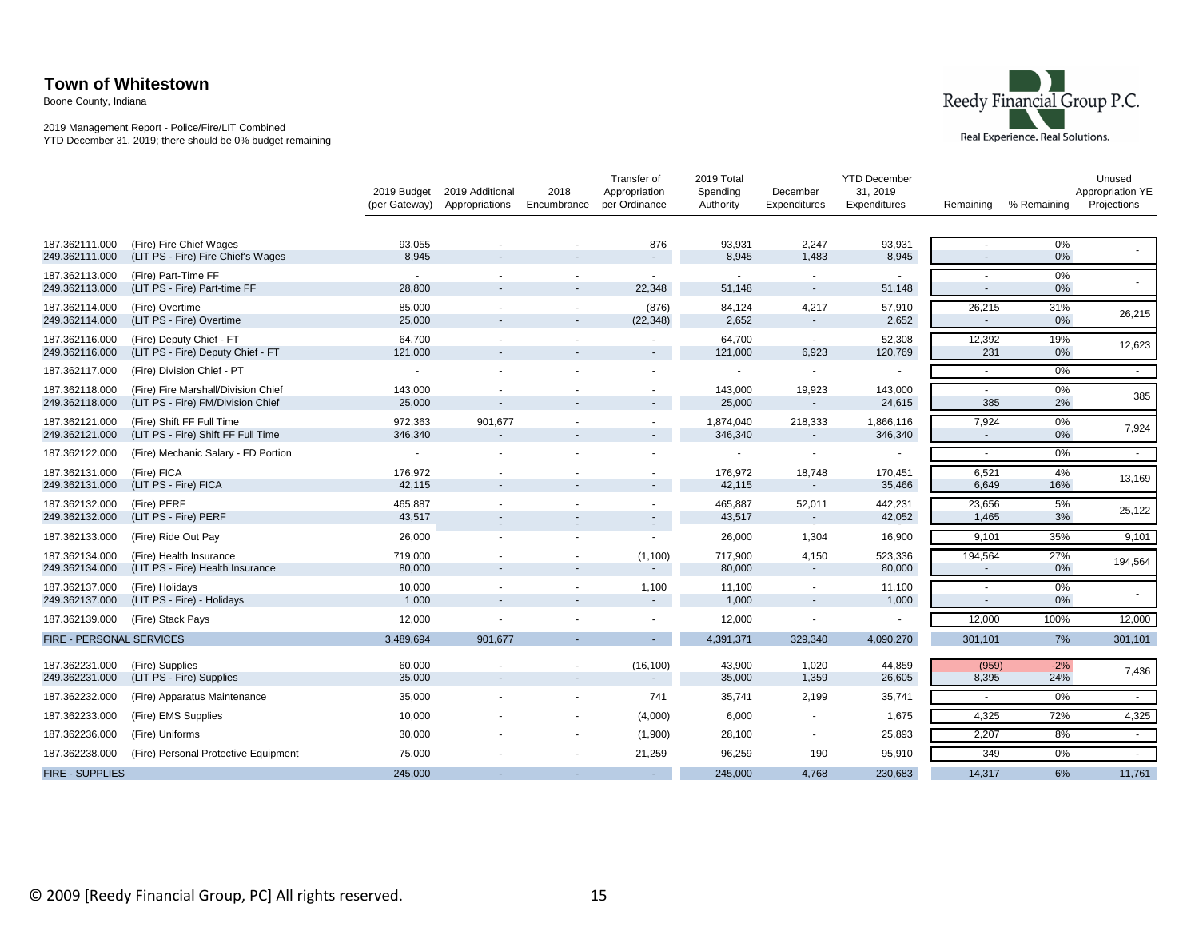**Town of Whitestown**

Boone County, Indiana

2019 Management Report - Police/Fire/LIT Combined
YTD December 31, 2019; there should be 0% budget remaining

Reedy Financial Group P.C.
Real Experience. Real Solutions.

| Account | Description | 2019 Budget (per Gateway) | 2019 Additional Appropriations | 2018 Encumbrance | Transfer of Appropriation per Ordinance | 2019 Total Spending Authority | December Expenditures | YTD December 31, 2019 Expenditures | Remaining | % Remaining | Unused Appropriation YE Projections |
|---|---|---|---|---|---|---|---|---|---|---|---|
| 187.362111.000 | (Fire) Fire Chief Wages | 93,055 | - | - | 876 | 93,931 | 2,247 | 93,931 | - | 0% | - |
| 249.362111.000 | (LIT PS - Fire) Fire Chief's Wages | 8,945 | - | - | - | 8,945 | 1,483 | 8,945 | - | 0% | |
| 187.362113.000 | (Fire) Part-Time FF | - | - | - | - | - | - | - | - | 0% | - |
| 249.362113.000 | (LIT PS - Fire) Part-time FF | 28,800 | - | - | 22,348 | 51,148 | - | 51,148 | - | 0% | |
| 187.362114.000 | (Fire) Overtime | 85,000 | - | - | (876) | 84,124 | 4,217 | 57,910 | 26,215 | 31% | 26,215 |
| 249.362114.000 | (LIT PS - Fire) Overtime | 25,000 | - | - | (22,348) | 2,652 | - | 2,652 | - | 0% | |
| 187.362116.000 | (Fire) Deputy Chief - FT | 64,700 | - | - | - | 64,700 | - | 52,308 | 12,392 | 19% | 12,623 |
| 249.362116.000 | (LIT PS - Fire) Deputy Chief - FT | 121,000 | - | - | - | 121,000 | 6,923 | 120,769 | 231 | 0% | |
| 187.362117.000 | (Fire) Division Chief - PT | - | - | - | - | - | - | - | - | 0% | - |
| 187.362118.000 | (Fire) Fire Marshall/Division Chief | 143,000 | - | - | - | 143,000 | 19,923 | 143,000 | - | 0% | 385 |
| 249.362118.000 | (LIT PS - Fire) FM/Division Chief | 25,000 | - | - | - | 25,000 | - | 24,615 | 385 | 2% | |
| 187.362121.000 | (Fire) Shift FF Full Time | 972,363 | 901,677 | - | - | 1,874,040 | 218,333 | 1,866,116 | 7,924 | 0% | 7,924 |
| 249.362121.000 | (LIT PS - Fire) Shift FF Full Time | 346,340 | - | - | - | 346,340 | - | 346,340 | - | 0% | |
| 187.362122.000 | (Fire) Mechanic Salary - FD Portion | - | - | - | - | - | - | - | - | 0% | - |
| 187.362131.000 | (Fire) FICA | 176,972 | - | - | - | 176,972 | 18,748 | 170,451 | 6,521 | 4% | 13,169 |
| 249.362131.000 | (LIT PS - Fire) FICA | 42,115 | - | - | - | 42,115 | - | 35,466 | 6,649 | 16% | |
| 187.362132.000 | (Fire) PERF | 465,887 | - | - | - | 465,887 | 52,011 | 442,231 | 23,656 | 5% | 25,122 |
| 249.362132.000 | (LIT PS - Fire) PERF | 43,517 | - | - | - | 43,517 | - | 42,052 | 1,465 | 3% | |
| 187.362133.000 | (Fire) Ride Out Pay | 26,000 | - | - | - | 26,000 | 1,304 | 16,900 | 9,101 | 35% | 9,101 |
| 187.362134.000 | (Fire) Health Insurance | 719,000 | - | - | (1,100) | 717,900 | 4,150 | 523,336 | 194,564 | 27% | 194,564 |
| 249.362134.000 | (LIT PS - Fire) Health Insurance | 80,000 | - | - | - | 80,000 | - | 80,000 | - | 0% | |
| 187.362137.000 | (Fire) Holidays | 10,000 | - | - | 1,100 | 11,100 | - | 11,100 | - | 0% | - |
| 249.362137.000 | (LIT PS - Fire) - Holidays | 1,000 | - | - | - | 1,000 | - | 1,000 | - | 0% | |
| 187.362139.000 | (Fire) Stack Pays | 12,000 | - | - | - | 12,000 | - | - | 12,000 | 100% | 12,000 |
| FIRE - PERSONAL SERVICES | | 3,489,694 | 901,677 | - | - | 4,391,371 | 329,340 | 4,090,270 | 301,101 | 7% | 301,101 |
| 187.362231.000 | (Fire) Supplies | 60,000 | - | - | (16,100) | 43,900 | 1,020 | 44,859 | (959) | -2% | 7,436 |
| 249.362231.000 | (LIT PS - Fire) Supplies | 35,000 | - | - | - | 35,000 | 1,359 | 26,605 | 8,395 | 24% | |
| 187.362232.000 | (Fire) Apparatus Maintenance | 35,000 | - | - | 741 | 35,741 | 2,199 | 35,741 | - | 0% | - |
| 187.362233.000 | (Fire) EMS Supplies | 10,000 | - | - | (4,000) | 6,000 | - | 1,675 | 4,325 | 72% | 4,325 |
| 187.362236.000 | (Fire) Uniforms | 30,000 | - | - | (1,900) | 28,100 | - | 25,893 | 2,207 | 8% | - |
| 187.362238.000 | (Fire) Personal Protective Equipment | 75,000 | - | - | 21,259 | 96,259 | 190 | 95,910 | 349 | 0% | - |
| FIRE - SUPPLIES | | 245,000 | - | - | - | 245,000 | 4,768 | 230,683 | 14,317 | 6% | 11,761 |

© 2009 [Reedy Financial Group, PC] All rights reserved.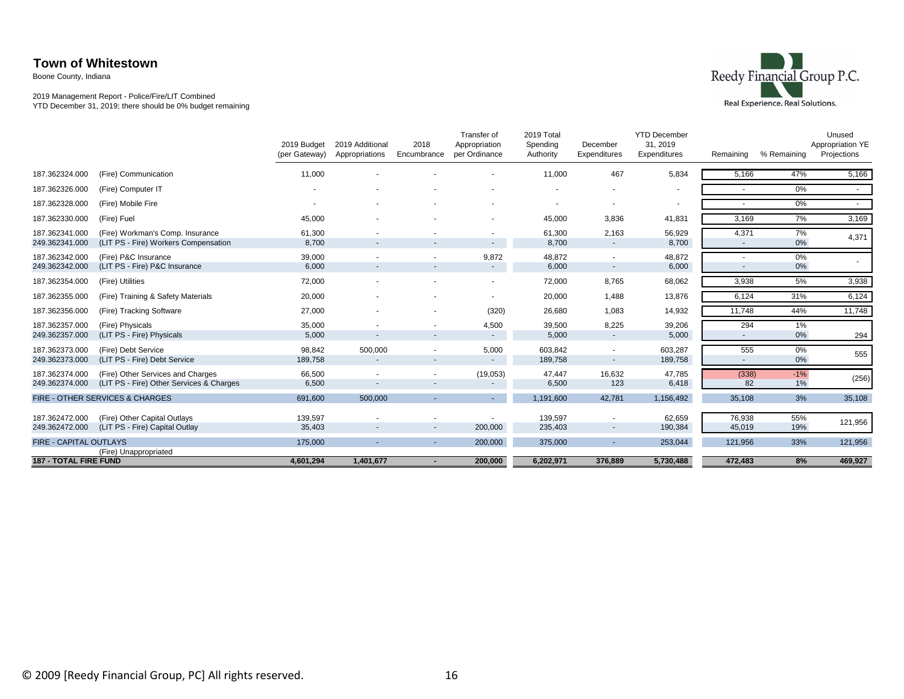**Town of Whitestown**

Boone County, Indiana

2019 Management Report - Police/Fire/LIT Combined
YTD December 31, 2019; there should be 0% budget remaining

Reedy Financial Group P.C.
Real Experience. Real Solutions.

| | | 2019 Budget (per Gateway) | 2019 Additional Appropriations | 2018 Encumbrance | Transfer of Appropriation per Ordinance | 2019 Total Spending Authority | December Expenditures | YTD December 31, 2019 Expenditures | Remaining | % Remaining | Unused Appropriation YE Projections |
|---|---|---|---|---|---|---|---|---|---|---|---|
| 187.362324.000 | (Fire) Communication | 11,000 | - | - | - | 11,000 | 467 | 5,834 | 5,166 | 47% | 5,166 |
| 187.362326.000 | (Fire) Computer IT | - | - | - | - | - | - | - | - | 0% | - |
| 187.362328.000 | (Fire) Mobile Fire | - | - | - | - | - | - | - | - | 0% | - |
| 187.362330.000 | (Fire) Fuel | 45,000 | - | - | - | 45,000 | 3,836 | 41,831 | 3,169 | 7% | 3,169 |
| 187.362341.000 | (Fire) Workman's Comp. Insurance | 61,300 | - | - | - | 61,300 | 2,163 | 56,929 | 4,371 | 7% | 4,371 |
| 249.362341.000 | (LIT PS - Fire) Workers Compensation | 8,700 | - | - | - | 8,700 | - | 8,700 | - | 0% | |
| 187.362342.000 | (Fire) P&C Insurance | 39,000 | - | - | 9,872 | 48,872 | - | 48,872 | - | 0% | - |
| 249.362342.000 | (LIT PS - Fire) P&C Insurance | 6,000 | - | - | - | 6,000 | - | 6,000 | - | 0% | |
| 187.362354.000 | (Fire) Utilities | 72,000 | - | - | - | 72,000 | 8,765 | 68,062 | 3,938 | 5% | 3,938 |
| 187.362355.000 | (Fire) Training & Safety Materials | 20,000 | - | - | - | 20,000 | 1,488 | 13,876 | 6,124 | 31% | 6,124 |
| 187.362356.000 | (Fire) Tracking Software | 27,000 | - | - | (320) | 26,680 | 1,083 | 14,932 | 11,748 | 44% | 11,748 |
| 187.362357.000 | (Fire) Physicals | 35,000 | - | - | 4,500 | 39,500 | 8,225 | 39,206 | 294 | 1% | 294 |
| 249.362357.000 | (LIT PS - Fire) Physicals | 5,000 | - | - | - | 5,000 | - | 5,000 | - | 0% | |
| 187.362373.000 | (Fire) Debt Service | 98,842 | 500,000 | - | 5,000 | 603,842 | - | 603,287 | 555 | 0% | 555 |
| 249.362373.000 | (LIT PS - Fire) Debt Service | 189,758 | - | - | - | 189,758 | - | 189,758 | - | 0% | |
| 187.362374.000 | (Fire) Other Services and Charges | 66,500 | - | - | (19,053) | 47,447 | 16,632 | 47,785 | (338) | -1% | (256) |
| 249.362374.000 | (LIT PS - Fire) Other Services & Charges | 6,500 | - | - | - | 6,500 | 123 | 6,418 | 82 | 1% | |
| FIRE - OTHER SERVICES & CHARGES | | 691,600 | 500,000 | - | - | 1,191,600 | 42,781 | 1,156,492 | 35,108 | 3% | 35,108 |
| 187.362472.000 | (Fire) Other Capital Outlays | 139,597 | - | - | - | 139,597 | - | 62,659 | 76,938 | 55% | 121,956 |
| 249.362472.000 | (LIT PS - Fire) Capital Outlay | 35,403 | - | - | 200,000 | 235,403 | - | 190,384 | 45,019 | 19% | |
| FIRE - CAPITAL OUTLAYS | | 175,000 | - | - | 200,000 | 375,000 | - | 253,044 | 121,956 | 33% | 121,956 |
| | (Fire) Unappropriated | | | | | | | | | | |
| **187 - TOTAL FIRE FUND** | | **4,601,294** | **1,401,677** | **-** | **200,000** | **6,202,971** | **376,889** | **5,730,488** | **472,483** | **8%** | **469,927** |

© 2009 [Reedy Financial Group, PC] All rights reserved.